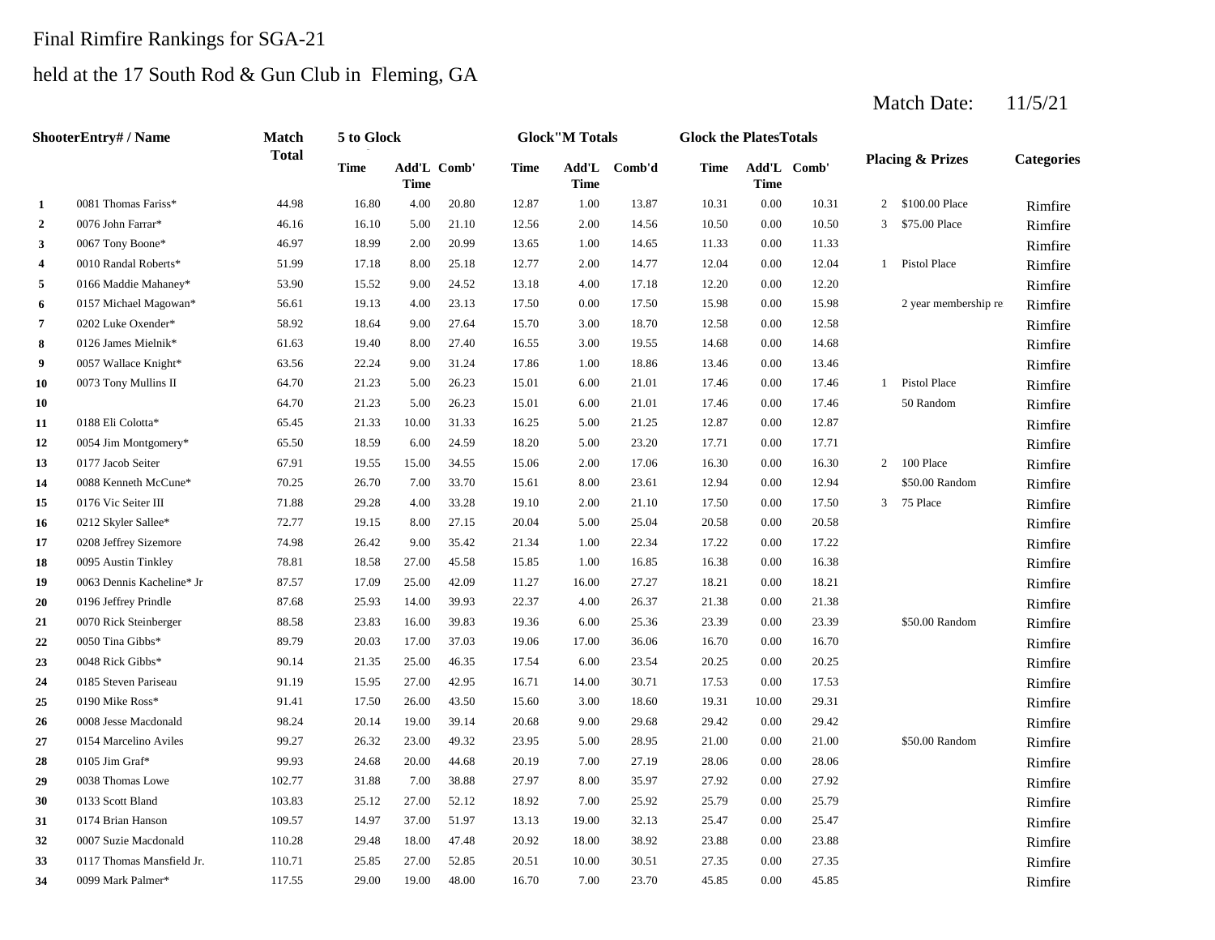Final Rimfire Rankings for SGA-21

held at the 17 South Rod & Gun Club in Fleming, GA

Match Date: 11/5/21

| Shooter | Entry# / Name | Match Total | 5 to Glock | | | Glock"M Totals | | | Glock the Plates Totals | | | Placing & Prizes | | Categories |
|---|---|---|---|---|---|---|---|---|---|---|---|---|---|---|
| | | | Time | Add'L Time | Comb' | Time | Add'L Time | Comb'd | Time | Add'L Time | Comb' | | | |
| 1 | 0081 Thomas Fariss* | 44.98 | 16.80 | 4.00 | 20.80 | 12.87 | 1.00 | 13.87 | 10.31 | 0.00 | 10.31 | 2 | $100.00 Place | Rimfire |
| 2 | 0076 John Farrar* | 46.16 | 16.10 | 5.00 | 21.10 | 12.56 | 2.00 | 14.56 | 10.50 | 0.00 | 10.50 | 3 | $75.00 Place | Rimfire |
| 3 | 0067 Tony Boone* | 46.97 | 18.99 | 2.00 | 20.99 | 13.65 | 1.00 | 14.65 | 11.33 | 0.00 | 11.33 | | | Rimfire |
| 4 | 0010 Randal Roberts* | 51.99 | 17.18 | 8.00 | 25.18 | 12.77 | 2.00 | 14.77 | 12.04 | 0.00 | 12.04 | 1 | Pistol Place | Rimfire |
| 5 | 0166 Maddie Mahaney* | 53.90 | 15.52 | 9.00 | 24.52 | 13.18 | 4.00 | 17.18 | 12.20 | 0.00 | 12.20 | | | Rimfire |
| 6 | 0157 Michael Magowan* | 56.61 | 19.13 | 4.00 | 23.13 | 17.50 | 0.00 | 17.50 | 15.98 | 0.00 | 15.98 | | 2 year membership re | Rimfire |
| 7 | 0202 Luke Oxender* | 58.92 | 18.64 | 9.00 | 27.64 | 15.70 | 3.00 | 18.70 | 12.58 | 0.00 | 12.58 | | | Rimfire |
| 8 | 0126 James Mielnik* | 61.63 | 19.40 | 8.00 | 27.40 | 16.55 | 3.00 | 19.55 | 14.68 | 0.00 | 14.68 | | | Rimfire |
| 9 | 0057 Wallace Knight* | 63.56 | 22.24 | 9.00 | 31.24 | 17.86 | 1.00 | 18.86 | 13.46 | 0.00 | 13.46 | | | Rimfire |
| 10 | 0073 Tony Mullins II | 64.70 | 21.23 | 5.00 | 26.23 | 15.01 | 6.00 | 21.01 | 17.46 | 0.00 | 17.46 | 1 | Pistol Place | Rimfire |
| 10 | | 64.70 | 21.23 | 5.00 | 26.23 | 15.01 | 6.00 | 21.01 | 17.46 | 0.00 | 17.46 | | 50 Random | Rimfire |
| 11 | 0188 Eli Colotta* | 65.45 | 21.33 | 10.00 | 31.33 | 16.25 | 5.00 | 21.25 | 12.87 | 0.00 | 12.87 | | | Rimfire |
| 12 | 0054 Jim Montgomery* | 65.50 | 18.59 | 6.00 | 24.59 | 18.20 | 5.00 | 23.20 | 17.71 | 0.00 | 17.71 | | | Rimfire |
| 13 | 0177 Jacob Seiter | 67.91 | 19.55 | 15.00 | 34.55 | 15.06 | 2.00 | 17.06 | 16.30 | 0.00 | 16.30 | 2 | 100 Place | Rimfire |
| 14 | 0088 Kenneth McCune* | 70.25 | 26.70 | 7.00 | 33.70 | 15.61 | 8.00 | 23.61 | 12.94 | 0.00 | 12.94 | | $50.00 Random | Rimfire |
| 15 | 0176 Vic Seiter III | 71.88 | 29.28 | 4.00 | 33.28 | 19.10 | 2.00 | 21.10 | 17.50 | 0.00 | 17.50 | 3 | 75 Place | Rimfire |
| 16 | 0212 Skyler Sallee* | 72.77 | 19.15 | 8.00 | 27.15 | 20.04 | 5.00 | 25.04 | 20.58 | 0.00 | 20.58 | | | Rimfire |
| 17 | 0208 Jeffrey Sizemore | 74.98 | 26.42 | 9.00 | 35.42 | 21.34 | 1.00 | 22.34 | 17.22 | 0.00 | 17.22 | | | Rimfire |
| 18 | 0095 Austin Tinkley | 78.81 | 18.58 | 27.00 | 45.58 | 15.85 | 1.00 | 16.85 | 16.38 | 0.00 | 16.38 | | | Rimfire |
| 19 | 0063 Dennis Kacheline* Jr | 87.57 | 17.09 | 25.00 | 42.09 | 11.27 | 16.00 | 27.27 | 18.21 | 0.00 | 18.21 | | | Rimfire |
| 20 | 0196 Jeffrey Prindle | 87.68 | 25.93 | 14.00 | 39.93 | 22.37 | 4.00 | 26.37 | 21.38 | 0.00 | 21.38 | | | Rimfire |
| 21 | 0070 Rick Steinberger | 88.58 | 23.83 | 16.00 | 39.83 | 19.36 | 6.00 | 25.36 | 23.39 | 0.00 | 23.39 | | $50.00 Random | Rimfire |
| 22 | 0050 Tina Gibbs* | 89.79 | 20.03 | 17.00 | 37.03 | 19.06 | 17.00 | 36.06 | 16.70 | 0.00 | 16.70 | | | Rimfire |
| 23 | 0048 Rick Gibbs* | 90.14 | 21.35 | 25.00 | 46.35 | 17.54 | 6.00 | 23.54 | 20.25 | 0.00 | 20.25 | | | Rimfire |
| 24 | 0185 Steven Pariseau | 91.19 | 15.95 | 27.00 | 42.95 | 16.71 | 14.00 | 30.71 | 17.53 | 0.00 | 17.53 | | | Rimfire |
| 25 | 0190 Mike Ross* | 91.41 | 17.50 | 26.00 | 43.50 | 15.60 | 3.00 | 18.60 | 19.31 | 10.00 | 29.31 | | | Rimfire |
| 26 | 0008 Jesse Macdonald | 98.24 | 20.14 | 19.00 | 39.14 | 20.68 | 9.00 | 29.68 | 29.42 | 0.00 | 29.42 | | | Rimfire |
| 27 | 0154 Marcelino Aviles | 99.27 | 26.32 | 23.00 | 49.32 | 23.95 | 5.00 | 28.95 | 21.00 | 0.00 | 21.00 | | $50.00 Random | Rimfire |
| 28 | 0105 Jim Graf* | 99.93 | 24.68 | 20.00 | 44.68 | 20.19 | 7.00 | 27.19 | 28.06 | 0.00 | 28.06 | | | Rimfire |
| 29 | 0038 Thomas Lowe | 102.77 | 31.88 | 7.00 | 38.88 | 27.97 | 8.00 | 35.97 | 27.92 | 0.00 | 27.92 | | | Rimfire |
| 30 | 0133 Scott Bland | 103.83 | 25.12 | 27.00 | 52.12 | 18.92 | 7.00 | 25.92 | 25.79 | 0.00 | 25.79 | | | Rimfire |
| 31 | 0174 Brian Hanson | 109.57 | 14.97 | 37.00 | 51.97 | 13.13 | 19.00 | 32.13 | 25.47 | 0.00 | 25.47 | | | Rimfire |
| 32 | 0007 Suzie Macdonald | 110.28 | 29.48 | 18.00 | 47.48 | 20.92 | 18.00 | 38.92 | 23.88 | 0.00 | 23.88 | | | Rimfire |
| 33 | 0117 Thomas Mansfield Jr. | 110.71 | 25.85 | 27.00 | 52.85 | 20.51 | 10.00 | 30.51 | 27.35 | 0.00 | 27.35 | | | Rimfire |
| 34 | 0099 Mark Palmer* | 117.55 | 29.00 | 19.00 | 48.00 | 16.70 | 7.00 | 23.70 | 45.85 | 0.00 | 45.85 | | | Rimfire |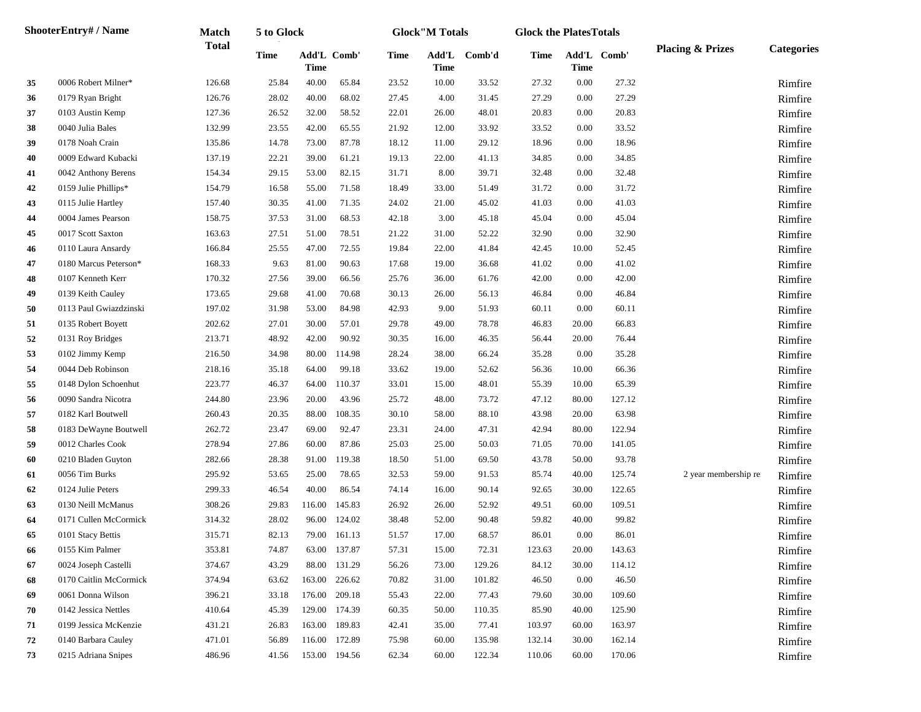| Shooter | Entry# / Name | Match Total | 5 to Glock | | | Glock"M Totals | | | Glock the Plates Totals | | | Placing & Prizes | Categories |
|---|---|---|---|---|---|---|---|---|---|---|---|---|---|
| | | | Time | Add'L Time | Comb' | Time | Add'L Time | Comb'd | Time | Add'L Time | Comb' | | |
| 35 | 0006 Robert Milner* | 126.68 | 25.84 | 40.00 | 65.84 | 23.52 | 10.00 | 33.52 | 27.32 | 0.00 | 27.32 | | Rimfire |
| 36 | 0179 Ryan Bright | 126.76 | 28.02 | 40.00 | 68.02 | 27.45 | 4.00 | 31.45 | 27.29 | 0.00 | 27.29 | | Rimfire |
| 37 | 0103 Austin Kemp | 127.36 | 26.52 | 32.00 | 58.52 | 22.01 | 26.00 | 48.01 | 20.83 | 0.00 | 20.83 | | Rimfire |
| 38 | 0040 Julia Bales | 132.99 | 23.55 | 42.00 | 65.55 | 21.92 | 12.00 | 33.92 | 33.52 | 0.00 | 33.52 | | Rimfire |
| 39 | 0178 Noah Crain | 135.86 | 14.78 | 73.00 | 87.78 | 18.12 | 11.00 | 29.12 | 18.96 | 0.00 | 18.96 | | Rimfire |
| 40 | 0009 Edward Kubacki | 137.19 | 22.21 | 39.00 | 61.21 | 19.13 | 22.00 | 41.13 | 34.85 | 0.00 | 34.85 | | Rimfire |
| 41 | 0042 Anthony Berens | 154.34 | 29.15 | 53.00 | 82.15 | 31.71 | 8.00 | 39.71 | 32.48 | 0.00 | 32.48 | | Rimfire |
| 42 | 0159 Julie Phillips* | 154.79 | 16.58 | 55.00 | 71.58 | 18.49 | 33.00 | 51.49 | 31.72 | 0.00 | 31.72 | | Rimfire |
| 43 | 0115 Julie Hartley | 157.40 | 30.35 | 41.00 | 71.35 | 24.02 | 21.00 | 45.02 | 41.03 | 0.00 | 41.03 | | Rimfire |
| 44 | 0004 James Pearson | 158.75 | 37.53 | 31.00 | 68.53 | 42.18 | 3.00 | 45.18 | 45.04 | 0.00 | 45.04 | | Rimfire |
| 45 | 0017 Scott Saxton | 163.63 | 27.51 | 51.00 | 78.51 | 21.22 | 31.00 | 52.22 | 32.90 | 0.00 | 32.90 | | Rimfire |
| 46 | 0110 Laura Ansardy | 166.84 | 25.55 | 47.00 | 72.55 | 19.84 | 22.00 | 41.84 | 42.45 | 10.00 | 52.45 | | Rimfire |
| 47 | 0180 Marcus Peterson* | 168.33 | 9.63 | 81.00 | 90.63 | 17.68 | 19.00 | 36.68 | 41.02 | 0.00 | 41.02 | | Rimfire |
| 48 | 0107 Kenneth Kerr | 170.32 | 27.56 | 39.00 | 66.56 | 25.76 | 36.00 | 61.76 | 42.00 | 0.00 | 42.00 | | Rimfire |
| 49 | 0139 Keith Cauley | 173.65 | 29.68 | 41.00 | 70.68 | 30.13 | 26.00 | 56.13 | 46.84 | 0.00 | 46.84 | | Rimfire |
| 50 | 0113 Paul Gwiazdzinski | 197.02 | 31.98 | 53.00 | 84.98 | 42.93 | 9.00 | 51.93 | 60.11 | 0.00 | 60.11 | | Rimfire |
| 51 | 0135 Robert Boyett | 202.62 | 27.01 | 30.00 | 57.01 | 29.78 | 49.00 | 78.78 | 46.83 | 20.00 | 66.83 | | Rimfire |
| 52 | 0131 Roy Bridges | 213.71 | 48.92 | 42.00 | 90.92 | 30.35 | 16.00 | 46.35 | 56.44 | 20.00 | 76.44 | | Rimfire |
| 53 | 0102 Jimmy Kemp | 216.50 | 34.98 | 80.00 | 114.98 | 28.24 | 38.00 | 66.24 | 35.28 | 0.00 | 35.28 | | Rimfire |
| 54 | 0044 Deb Robinson | 218.16 | 35.18 | 64.00 | 99.18 | 33.62 | 19.00 | 52.62 | 56.36 | 10.00 | 66.36 | | Rimfire |
| 55 | 0148 Dylon Schoenhut | 223.77 | 46.37 | 64.00 | 110.37 | 33.01 | 15.00 | 48.01 | 55.39 | 10.00 | 65.39 | | Rimfire |
| 56 | 0090 Sandra Nicotra | 244.80 | 23.96 | 20.00 | 43.96 | 25.72 | 48.00 | 73.72 | 47.12 | 80.00 | 127.12 | | Rimfire |
| 57 | 0182 Karl Boutwell | 260.43 | 20.35 | 88.00 | 108.35 | 30.10 | 58.00 | 88.10 | 43.98 | 20.00 | 63.98 | | Rimfire |
| 58 | 0183 DeWayne Boutwell | 262.72 | 23.47 | 69.00 | 92.47 | 23.31 | 24.00 | 47.31 | 42.94 | 80.00 | 122.94 | | Rimfire |
| 59 | 0012 Charles Cook | 278.94 | 27.86 | 60.00 | 87.86 | 25.03 | 25.00 | 50.03 | 71.05 | 70.00 | 141.05 | | Rimfire |
| 60 | 0210 Bladen Guyton | 282.66 | 28.38 | 91.00 | 119.38 | 18.50 | 51.00 | 69.50 | 43.78 | 50.00 | 93.78 | | Rimfire |
| 61 | 0056 Tim Burks | 295.92 | 53.65 | 25.00 | 78.65 | 32.53 | 59.00 | 91.53 | 85.74 | 40.00 | 125.74 | 2 year membership re | Rimfire |
| 62 | 0124 Julie Peters | 299.33 | 46.54 | 40.00 | 86.54 | 74.14 | 16.00 | 90.14 | 92.65 | 30.00 | 122.65 | | Rimfire |
| 63 | 0130 Neill McManus | 308.26 | 29.83 | 116.00 | 145.83 | 26.92 | 26.00 | 52.92 | 49.51 | 60.00 | 109.51 | | Rimfire |
| 64 | 0171 Cullen McCormick | 314.32 | 28.02 | 96.00 | 124.02 | 38.48 | 52.00 | 90.48 | 59.82 | 40.00 | 99.82 | | Rimfire |
| 65 | 0101 Stacy Bettis | 315.71 | 82.13 | 79.00 | 161.13 | 51.57 | 17.00 | 68.57 | 86.01 | 0.00 | 86.01 | | Rimfire |
| 66 | 0155 Kim Palmer | 353.81 | 74.87 | 63.00 | 137.87 | 57.31 | 15.00 | 72.31 | 123.63 | 20.00 | 143.63 | | Rimfire |
| 67 | 0024 Joseph Castelli | 374.67 | 43.29 | 88.00 | 131.29 | 56.26 | 73.00 | 129.26 | 84.12 | 30.00 | 114.12 | | Rimfire |
| 68 | 0170 Caitlin McCormick | 374.94 | 63.62 | 163.00 | 226.62 | 70.82 | 31.00 | 101.82 | 46.50 | 0.00 | 46.50 | | Rimfire |
| 69 | 0061 Donna Wilson | 396.21 | 33.18 | 176.00 | 209.18 | 55.43 | 22.00 | 77.43 | 79.60 | 30.00 | 109.60 | | Rimfire |
| 70 | 0142 Jessica Nettles | 410.64 | 45.39 | 129.00 | 174.39 | 60.35 | 50.00 | 110.35 | 85.90 | 40.00 | 125.90 | | Rimfire |
| 71 | 0199 Jessica McKenzie | 431.21 | 26.83 | 163.00 | 189.83 | 42.41 | 35.00 | 77.41 | 103.97 | 60.00 | 163.97 | | Rimfire |
| 72 | 0140 Barbara Cauley | 471.01 | 56.89 | 116.00 | 172.89 | 75.98 | 60.00 | 135.98 | 132.14 | 30.00 | 162.14 | | Rimfire |
| 73 | 0215 Adriana Snipes | 486.96 | 41.56 | 153.00 | 194.56 | 62.34 | 60.00 | 122.34 | 110.06 | 60.00 | 170.06 | | Rimfire |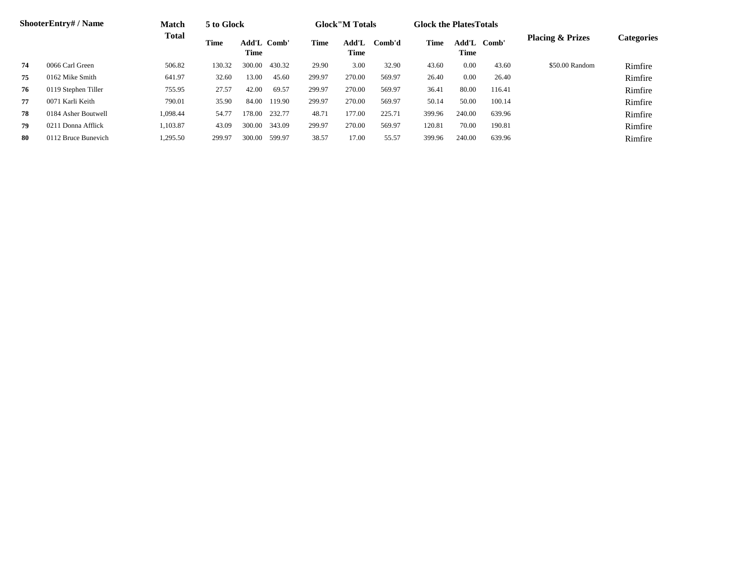| Shooter | Entry# / Name | Match Total | 5 to Glock | | | Glock"M Totals | | | Glock the Plates Totals | | | Placing & Prizes | Categories |
|---|---|---|---|---|---|---|---|---|---|---|---|---|---|
| | | | Time | Add'L Time | Comb' | Time | Add'L Time | Comb'd | Time | Add'L Time | Comb' | | |
| 74 | 0066 Carl Green | 506.82 | 130.32 | 300.00 | 430.32 | 29.90 | 3.00 | 32.90 | 43.60 | 0.00 | 43.60 | $50.00 Random | Rimfire |
| 75 | 0162 Mike Smith | 641.97 | 32.60 | 13.00 | 45.60 | 299.97 | 270.00 | 569.97 | 26.40 | 0.00 | 26.40 | | Rimfire |
| 76 | 0119 Stephen Tiller | 755.95 | 27.57 | 42.00 | 69.57 | 299.97 | 270.00 | 569.97 | 36.41 | 80.00 | 116.41 | | Rimfire |
| 77 | 0071 Karli Keith | 790.01 | 35.90 | 84.00 | 119.90 | 299.97 | 270.00 | 569.97 | 50.14 | 50.00 | 100.14 | | Rimfire |
| 78 | 0184 Asher Boutwell | 1,098.44 | 54.77 | 178.00 | 232.77 | 48.71 | 177.00 | 225.71 | 399.96 | 240.00 | 639.96 | | Rimfire |
| 79 | 0211 Donna Afflick | 1,103.87 | 43.09 | 300.00 | 343.09 | 299.97 | 270.00 | 569.97 | 120.81 | 70.00 | 190.81 | | Rimfire |
| 80 | 0112 Bruce Bunevich | 1,295.50 | 299.97 | 300.00 | 599.97 | 38.57 | 17.00 | 55.57 | 399.96 | 240.00 | 639.96 | | Rimfire |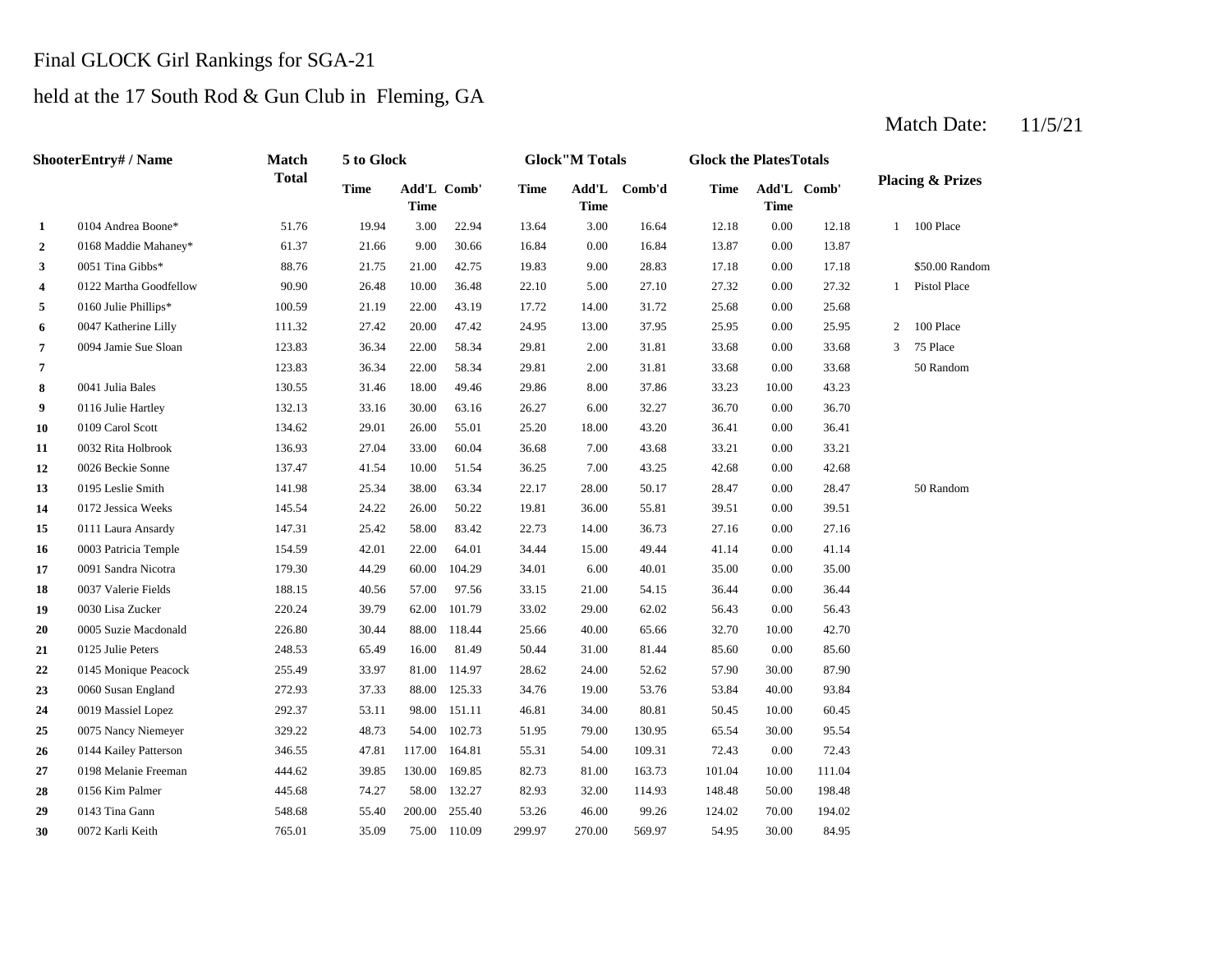# Final GLOCK Girl Rankings for SGA-21

## held at the 17 South Rod & Gun Club in Fleming, GA

Match Date: 11/5/21

| | ShooterEntry# / Name | Match Total | 5 to Glock Time | Add'L Time | Comb' | Glock"M Totals Time | Add'L Time | Comb'd | Glock the PlatesTotals Time | Add'L Time | Comb' | Placing & Prizes | |
|---|---|---|---|---|---|---|---|---|---|---|---|---|---|
| **1** | 0104 Andrea Boone* | 51.76 | 19.94 | 3.00 | 22.94 | 13.64 | 3.00 | 16.64 | 12.18 | 0.00 | 12.18 | 1 | 100 Place |
| **2** | 0168 Maddie Mahaney* | 61.37 | 21.66 | 9.00 | 30.66 | 16.84 | 0.00 | 16.84 | 13.87 | 0.00 | 13.87 | | |
| **3** | 0051 Tina Gibbs* | 88.76 | 21.75 | 21.00 | 42.75 | 19.83 | 9.00 | 28.83 | 17.18 | 0.00 | 17.18 | | $50.00 Random |
| **4** | 0122 Martha Goodfellow | 90.90 | 26.48 | 10.00 | 36.48 | 22.10 | 5.00 | 27.10 | 27.32 | 0.00 | 27.32 | 1 | Pistol Place |
| **5** | 0160 Julie Phillips* | 100.59 | 21.19 | 22.00 | 43.19 | 17.72 | 14.00 | 31.72 | 25.68 | 0.00 | 25.68 | | |
| **6** | 0047 Katherine Lilly | 111.32 | 27.42 | 20.00 | 47.42 | 24.95 | 13.00 | 37.95 | 25.95 | 0.00 | 25.95 | 2 | 100 Place |
| **7** | 0094 Jamie Sue Sloan | 123.83 | 36.34 | 22.00 | 58.34 | 29.81 | 2.00 | 31.81 | 33.68 | 0.00 | 33.68 | 3 | 75 Place |
| **7** | | 123.83 | 36.34 | 22.00 | 58.34 | 29.81 | 2.00 | 31.81 | 33.68 | 0.00 | 33.68 | | 50 Random |
| **8** | 0041 Julia Bales | 130.55 | 31.46 | 18.00 | 49.46 | 29.86 | 8.00 | 37.86 | 33.23 | 10.00 | 43.23 | | |
| **9** | 0116 Julie Hartley | 132.13 | 33.16 | 30.00 | 63.16 | 26.27 | 6.00 | 32.27 | 36.70 | 0.00 | 36.70 | | |
| **10** | 0109 Carol Scott | 134.62 | 29.01 | 26.00 | 55.01 | 25.20 | 18.00 | 43.20 | 36.41 | 0.00 | 36.41 | | |
| **11** | 0032 Rita Holbrook | 136.93 | 27.04 | 33.00 | 60.04 | 36.68 | 7.00 | 43.68 | 33.21 | 0.00 | 33.21 | | |
| **12** | 0026 Beckie Sonne | 137.47 | 41.54 | 10.00 | 51.54 | 36.25 | 7.00 | 43.25 | 42.68 | 0.00 | 42.68 | | |
| **13** | 0195 Leslie Smith | 141.98 | 25.34 | 38.00 | 63.34 | 22.17 | 28.00 | 50.17 | 28.47 | 0.00 | 28.47 | | 50 Random |
| **14** | 0172 Jessica Weeks | 145.54 | 24.22 | 26.00 | 50.22 | 19.81 | 36.00 | 55.81 | 39.51 | 0.00 | 39.51 | | |
| **15** | 0111 Laura Ansardy | 147.31 | 25.42 | 58.00 | 83.42 | 22.73 | 14.00 | 36.73 | 27.16 | 0.00 | 27.16 | | |
| **16** | 0003 Patricia Temple | 154.59 | 42.01 | 22.00 | 64.01 | 34.44 | 15.00 | 49.44 | 41.14 | 0.00 | 41.14 | | |
| **17** | 0091 Sandra Nicotra | 179.30 | 44.29 | 60.00 | 104.29 | 34.01 | 6.00 | 40.01 | 35.00 | 0.00 | 35.00 | | |
| **18** | 0037 Valerie Fields | 188.15 | 40.56 | 57.00 | 97.56 | 33.15 | 21.00 | 54.15 | 36.44 | 0.00 | 36.44 | | |
| **19** | 0030 Lisa Zucker | 220.24 | 39.79 | 62.00 | 101.79 | 33.02 | 29.00 | 62.02 | 56.43 | 0.00 | 56.43 | | |
| **20** | 0005 Suzie Macdonald | 226.80 | 30.44 | 88.00 | 118.44 | 25.66 | 40.00 | 65.66 | 32.70 | 10.00 | 42.70 | | |
| **21** | 0125 Julie Peters | 248.53 | 65.49 | 16.00 | 81.49 | 50.44 | 31.00 | 81.44 | 85.60 | 0.00 | 85.60 | | |
| **22** | 0145 Monique Peacock | 255.49 | 33.97 | 81.00 | 114.97 | 28.62 | 24.00 | 52.62 | 57.90 | 30.00 | 87.90 | | |
| **23** | 0060 Susan England | 272.93 | 37.33 | 88.00 | 125.33 | 34.76 | 19.00 | 53.76 | 53.84 | 40.00 | 93.84 | | |
| **24** | 0019 Massiel Lopez | 292.37 | 53.11 | 98.00 | 151.11 | 46.81 | 34.00 | 80.81 | 50.45 | 10.00 | 60.45 | | |
| **25** | 0075 Nancy Niemeyer | 329.22 | 48.73 | 54.00 | 102.73 | 51.95 | 79.00 | 130.95 | 65.54 | 30.00 | 95.54 | | |
| **26** | 0144 Kailey Patterson | 346.55 | 47.81 | 117.00 | 164.81 | 55.31 | 54.00 | 109.31 | 72.43 | 0.00 | 72.43 | | |
| **27** | 0198 Melanie Freeman | 444.62 | 39.85 | 130.00 | 169.85 | 82.73 | 81.00 | 163.73 | 101.04 | 10.00 | 111.04 | | |
| **28** | 0156 Kim Palmer | 445.68 | 74.27 | 58.00 | 132.27 | 82.93 | 32.00 | 114.93 | 148.48 | 50.00 | 198.48 | | |
| **29** | 0143 Tina Gann | 548.68 | 55.40 | 200.00 | 255.40 | 53.26 | 46.00 | 99.26 | 124.02 | 70.00 | 194.02 | | |
| **30** | 0072 Karli Keith | 765.01 | 35.09 | 75.00 | 110.09 | 299.97 | 270.00 | 569.97 | 54.95 | 30.00 | 84.95 | | |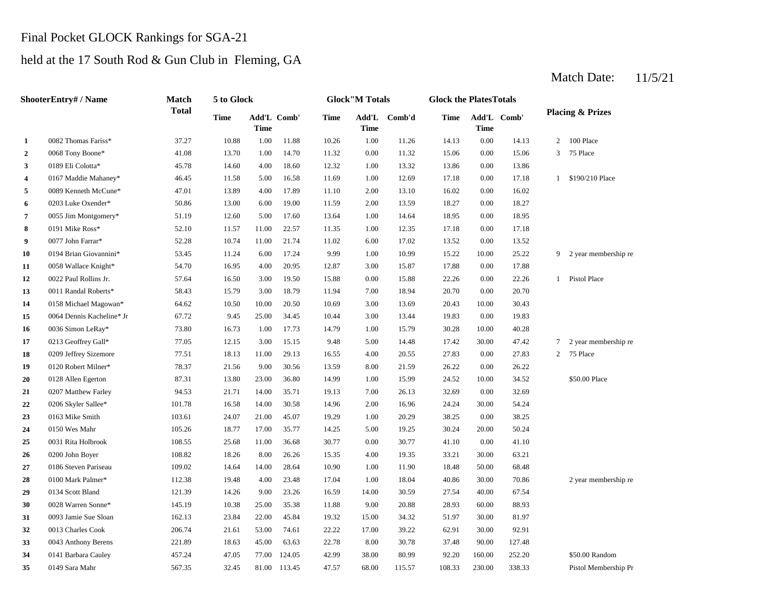Final Pocket GLOCK Rankings for SGA-21

held at the 17 South Rod & Gun Club in Fleming, GA

Match Date: 11/5/21

| | Shooter Entry# / Name | Match Total | 5 to Glock Time | 5 to Glock Add'L Time | 5 to Glock Comb' | Glock"M Totals Time | Glock"M Totals Add'L Time | Glock"M Totals Comb'd | Glock the Plates Totals Time | Glock the Plates Totals Add'L Time | Glock the Plates Totals Comb' | Placing & Prizes | |
|---|---|---|---|---|---|---|---|---|---|---|---|---|---|
| 1 | 0082 Thomas Fariss* | 37.27 | 10.88 | 1.00 | 11.88 | 10.26 | 1.00 | 11.26 | 14.13 | 0.00 | 14.13 | 2 | 100 Place |
| 2 | 0068 Tony Boone* | 41.08 | 13.70 | 1.00 | 14.70 | 11.32 | 0.00 | 11.32 | 15.06 | 0.00 | 15.06 | 3 | 75 Place |
| 3 | 0189 Eli Colotta* | 45.78 | 14.60 | 4.00 | 18.60 | 12.32 | 1.00 | 13.32 | 13.86 | 0.00 | 13.86 | | |
| 4 | 0167 Maddie Mahaney* | 46.45 | 11.58 | 5.00 | 16.58 | 11.69 | 1.00 | 12.69 | 17.18 | 0.00 | 17.18 | 1 | $190/210 Place |
| 5 | 0089 Kenneth McCune* | 47.01 | 13.89 | 4.00 | 17.89 | 11.10 | 2.00 | 13.10 | 16.02 | 0.00 | 16.02 | | |
| 6 | 0203 Luke Oxender* | 50.86 | 13.00 | 6.00 | 19.00 | 11.59 | 2.00 | 13.59 | 18.27 | 0.00 | 18.27 | | |
| 7 | 0055 Jim Montgomery* | 51.19 | 12.60 | 5.00 | 17.60 | 13.64 | 1.00 | 14.64 | 18.95 | 0.00 | 18.95 | | |
| 8 | 0191 Mike Ross* | 52.10 | 11.57 | 11.00 | 22.57 | 11.35 | 1.00 | 12.35 | 17.18 | 0.00 | 17.18 | | |
| 9 | 0077 John Farrar* | 52.28 | 10.74 | 11.00 | 21.74 | 11.02 | 6.00 | 17.02 | 13.52 | 0.00 | 13.52 | | |
| 10 | 0194 Brian Giovannini* | 53.45 | 11.24 | 6.00 | 17.24 | 9.99 | 1.00 | 10.99 | 15.22 | 10.00 | 25.22 | 9 | 2 year membership re |
| 11 | 0058 Wallace Knight* | 54.70 | 16.95 | 4.00 | 20.95 | 12.87 | 3.00 | 15.87 | 17.88 | 0.00 | 17.88 | | |
| 12 | 0022 Paul Rollins Jr. | 57.64 | 16.50 | 3.00 | 19.50 | 15.88 | 0.00 | 15.88 | 22.26 | 0.00 | 22.26 | 1 | Pistol Place |
| 13 | 0011 Randal Roberts* | 58.43 | 15.79 | 3.00 | 18.79 | 11.94 | 7.00 | 18.94 | 20.70 | 0.00 | 20.70 | | |
| 14 | 0158 Michael Magowan* | 64.62 | 10.50 | 10.00 | 20.50 | 10.69 | 3.00 | 13.69 | 20.43 | 10.00 | 30.43 | | |
| 15 | 0064 Dennis Kacheline* Jr | 67.72 | 9.45 | 25.00 | 34.45 | 10.44 | 3.00 | 13.44 | 19.83 | 0.00 | 19.83 | | |
| 16 | 0036 Simon LeRay* | 73.80 | 16.73 | 1.00 | 17.73 | 14.79 | 1.00 | 15.79 | 30.28 | 10.00 | 40.28 | | |
| 17 | 0213 Geoffrey Gall* | 77.05 | 12.15 | 3.00 | 15.15 | 9.48 | 5.00 | 14.48 | 17.42 | 30.00 | 47.42 | 7 | 2 year membership re |
| 18 | 0209 Jeffrey Sizemore | 77.51 | 18.13 | 11.00 | 29.13 | 16.55 | 4.00 | 20.55 | 27.83 | 0.00 | 27.83 | 2 | 75 Place |
| 19 | 0120 Robert Milner* | 78.37 | 21.56 | 9.00 | 30.56 | 13.59 | 8.00 | 21.59 | 26.22 | 0.00 | 26.22 | | |
| 20 | 0128 Allen Egerton | 87.31 | 13.80 | 23.00 | 36.80 | 14.99 | 1.00 | 15.99 | 24.52 | 10.00 | 34.52 | | $50.00 Place |
| 21 | 0207 Matthew Farley | 94.53 | 21.71 | 14.00 | 35.71 | 19.13 | 7.00 | 26.13 | 32.69 | 0.00 | 32.69 | | |
| 22 | 0206 Skyler Sallee* | 101.78 | 16.58 | 14.00 | 30.58 | 14.96 | 2.00 | 16.96 | 24.24 | 30.00 | 54.24 | | |
| 23 | 0163 Mike Smith | 103.61 | 24.07 | 21.00 | 45.07 | 19.29 | 1.00 | 20.29 | 38.25 | 0.00 | 38.25 | | |
| 24 | 0150 Wes Mahr | 105.26 | 18.77 | 17.00 | 35.77 | 14.25 | 5.00 | 19.25 | 30.24 | 20.00 | 50.24 | | |
| 25 | 0031 Rita Holbrook | 108.55 | 25.68 | 11.00 | 36.68 | 30.77 | 0.00 | 30.77 | 41.10 | 0.00 | 41.10 | | |
| 26 | 0200 John Boyer | 108.82 | 18.26 | 8.00 | 26.26 | 15.35 | 4.00 | 19.35 | 33.21 | 30.00 | 63.21 | | |
| 27 | 0186 Steven Pariseau | 109.02 | 14.64 | 14.00 | 28.64 | 10.90 | 1.00 | 11.90 | 18.48 | 50.00 | 68.48 | | |
| 28 | 0100 Mark Palmer* | 112.38 | 19.48 | 4.00 | 23.48 | 17.04 | 1.00 | 18.04 | 40.86 | 30.00 | 70.86 | | 2 year membership re |
| 29 | 0134 Scott Bland | 121.39 | 14.26 | 9.00 | 23.26 | 16.59 | 14.00 | 30.59 | 27.54 | 40.00 | 67.54 | | |
| 30 | 0028 Warren Sonne* | 145.19 | 10.38 | 25.00 | 35.38 | 11.88 | 9.00 | 20.88 | 28.93 | 60.00 | 88.93 | | |
| 31 | 0093 Jamie Sue Sloan | 162.13 | 23.84 | 22.00 | 45.84 | 19.32 | 15.00 | 34.32 | 51.97 | 30.00 | 81.97 | | |
| 32 | 0013 Charles Cook | 206.74 | 21.61 | 53.00 | 74.61 | 22.22 | 17.00 | 39.22 | 62.91 | 30.00 | 92.91 | | |
| 33 | 0043 Anthony Berens | 221.89 | 18.63 | 45.00 | 63.63 | 22.78 | 8.00 | 30.78 | 37.48 | 90.00 | 127.48 | | |
| 34 | 0141 Barbara Cauley | 457.24 | 47.05 | 77.00 | 124.05 | 42.99 | 38.00 | 80.99 | 92.20 | 160.00 | 252.20 | | $50.00 Random |
| 35 | 0149 Sara Mahr | 567.35 | 32.45 | 81.00 | 113.45 | 47.57 | 68.00 | 115.57 | 108.33 | 230.00 | 338.33 | | Pistol Membership Pr |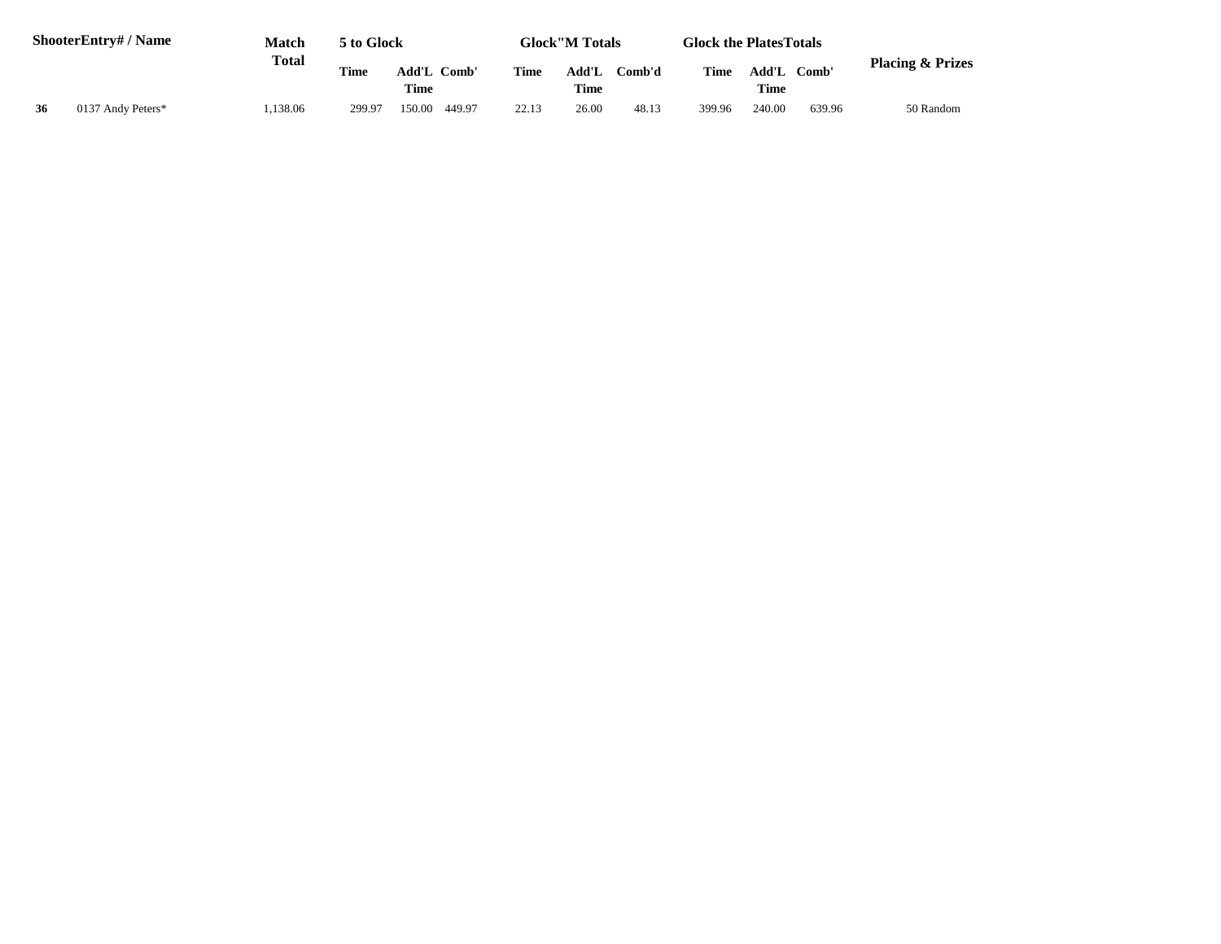| Shooter | Entry# / Name | Match Total | 5 to Glock | | | Glock"M Totals | | | Glock the Plates Totals | | | Placing & Prizes |
|---|---|---|---|---|---|---|---|---|---|---|---|---|
| | | | Time | Add'L Time | Comb' | Time | Add'L Time | Comb'd | Time | Add'L Time | Comb' | |
| 36 | 0137 Andy Peters* | 1,138.06 | 299.97 | 150.00 | 449.97 | 22.13 | 26.00 | 48.13 | 399.96 | 240.00 | 639.96 | 50 Random |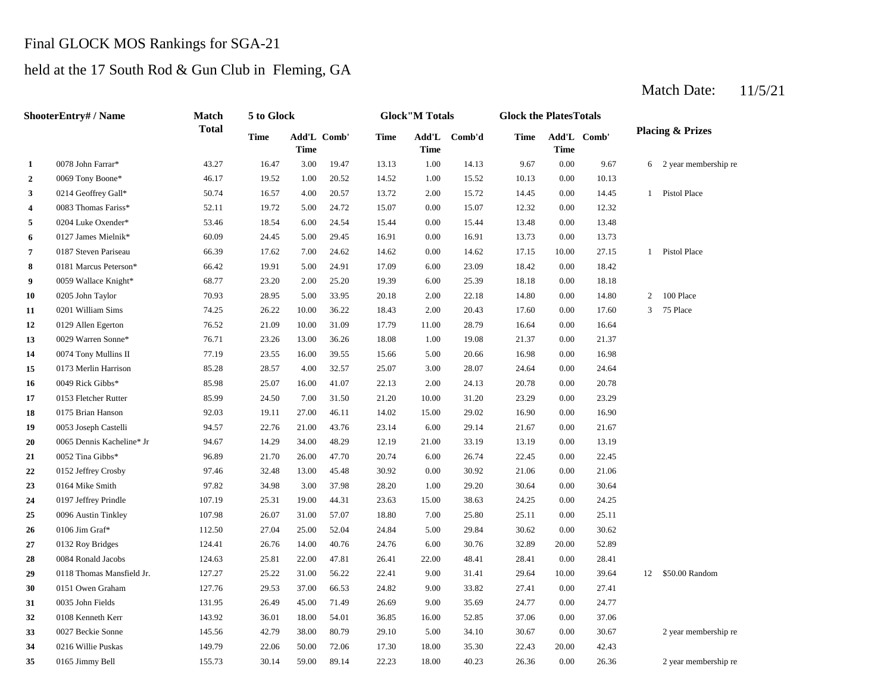# Final GLOCK MOS Rankings for SGA-21

## held at the 17 South Rod & Gun Club in Fleming, GA

Match Date: 11/5/21

| Shooter | Entry# / Name | Match Total | 5 to Glock | | | Glock"M Totals | | | Glock the Plates Totals | | | Placing & Prizes | |
|---|---|---|---|---|---|---|---|---|---|---|---|---|---|
| | | | Time | Add'L Time | Comb' | Time | Add'L Time | Comb'd | Time | Add'L Time | Comb' | | |
| 1 | 0078 John Farrar* | 43.27 | 16.47 | 3.00 | 19.47 | 13.13 | 1.00 | 14.13 | 9.67 | 0.00 | 9.67 | 6 | 2 year membership re |
| 2 | 0069 Tony Boone* | 46.17 | 19.52 | 1.00 | 20.52 | 14.52 | 1.00 | 15.52 | 10.13 | 0.00 | 10.13 | | |
| 3 | 0214 Geoffrey Gall* | 50.74 | 16.57 | 4.00 | 20.57 | 13.72 | 2.00 | 15.72 | 14.45 | 0.00 | 14.45 | 1 | Pistol Place |
| 4 | 0083 Thomas Fariss* | 52.11 | 19.72 | 5.00 | 24.72 | 15.07 | 0.00 | 15.07 | 12.32 | 0.00 | 12.32 | | |
| 5 | 0204 Luke Oxender* | 53.46 | 18.54 | 6.00 | 24.54 | 15.44 | 0.00 | 15.44 | 13.48 | 0.00 | 13.48 | | |
| 6 | 0127 James Mielnik* | 60.09 | 24.45 | 5.00 | 29.45 | 16.91 | 0.00 | 16.91 | 13.73 | 0.00 | 13.73 | | |
| 7 | 0187 Steven Pariseau | 66.39 | 17.62 | 7.00 | 24.62 | 14.62 | 0.00 | 14.62 | 17.15 | 10.00 | 27.15 | 1 | Pistol Place |
| 8 | 0181 Marcus Peterson* | 66.42 | 19.91 | 5.00 | 24.91 | 17.09 | 6.00 | 23.09 | 18.42 | 0.00 | 18.42 | | |
| 9 | 0059 Wallace Knight* | 68.77 | 23.20 | 2.00 | 25.20 | 19.39 | 6.00 | 25.39 | 18.18 | 0.00 | 18.18 | | |
| 10 | 0205 John Taylor | 70.93 | 28.95 | 5.00 | 33.95 | 20.18 | 2.00 | 22.18 | 14.80 | 0.00 | 14.80 | 2 | 100 Place |
| 11 | 0201 William Sims | 74.25 | 26.22 | 10.00 | 36.22 | 18.43 | 2.00 | 20.43 | 17.60 | 0.00 | 17.60 | 3 | 75 Place |
| 12 | 0129 Allen Egerton | 76.52 | 21.09 | 10.00 | 31.09 | 17.79 | 11.00 | 28.79 | 16.64 | 0.00 | 16.64 | | |
| 13 | 0029 Warren Sonne* | 76.71 | 23.26 | 13.00 | 36.26 | 18.08 | 1.00 | 19.08 | 21.37 | 0.00 | 21.37 | | |
| 14 | 0074 Tony Mullins II | 77.19 | 23.55 | 16.00 | 39.55 | 15.66 | 5.00 | 20.66 | 16.98 | 0.00 | 16.98 | | |
| 15 | 0173 Merlin Harrison | 85.28 | 28.57 | 4.00 | 32.57 | 25.07 | 3.00 | 28.07 | 24.64 | 0.00 | 24.64 | | |
| 16 | 0049 Rick Gibbs* | 85.98 | 25.07 | 16.00 | 41.07 | 22.13 | 2.00 | 24.13 | 20.78 | 0.00 | 20.78 | | |
| 17 | 0153 Fletcher Rutter | 85.99 | 24.50 | 7.00 | 31.50 | 21.20 | 10.00 | 31.20 | 23.29 | 0.00 | 23.29 | | |
| 18 | 0175 Brian Hanson | 92.03 | 19.11 | 27.00 | 46.11 | 14.02 | 15.00 | 29.02 | 16.90 | 0.00 | 16.90 | | |
| 19 | 0053 Joseph Castelli | 94.57 | 22.76 | 21.00 | 43.76 | 23.14 | 6.00 | 29.14 | 21.67 | 0.00 | 21.67 | | |
| 20 | 0065 Dennis Kacheline* Jr | 94.67 | 14.29 | 34.00 | 48.29 | 12.19 | 21.00 | 33.19 | 13.19 | 0.00 | 13.19 | | |
| 21 | 0052 Tina Gibbs* | 96.89 | 21.70 | 26.00 | 47.70 | 20.74 | 6.00 | 26.74 | 22.45 | 0.00 | 22.45 | | |
| 22 | 0152 Jeffrey Crosby | 97.46 | 32.48 | 13.00 | 45.48 | 30.92 | 0.00 | 30.92 | 21.06 | 0.00 | 21.06 | | |
| 23 | 0164 Mike Smith | 97.82 | 34.98 | 3.00 | 37.98 | 28.20 | 1.00 | 29.20 | 30.64 | 0.00 | 30.64 | | |
| 24 | 0197 Jeffrey Prindle | 107.19 | 25.31 | 19.00 | 44.31 | 23.63 | 15.00 | 38.63 | 24.25 | 0.00 | 24.25 | | |
| 25 | 0096 Austin Tinkley | 107.98 | 26.07 | 31.00 | 57.07 | 18.80 | 7.00 | 25.80 | 25.11 | 0.00 | 25.11 | | |
| 26 | 0106 Jim Graf* | 112.50 | 27.04 | 25.00 | 52.04 | 24.84 | 5.00 | 29.84 | 30.62 | 0.00 | 30.62 | | |
| 27 | 0132 Roy Bridges | 124.41 | 26.76 | 14.00 | 40.76 | 24.76 | 6.00 | 30.76 | 32.89 | 20.00 | 52.89 | | |
| 28 | 0084 Ronald Jacobs | 124.63 | 25.81 | 22.00 | 47.81 | 26.41 | 22.00 | 48.41 | 28.41 | 0.00 | 28.41 | | |
| 29 | 0118 Thomas Mansfield Jr. | 127.27 | 25.22 | 31.00 | 56.22 | 22.41 | 9.00 | 31.41 | 29.64 | 10.00 | 39.64 | 12 | $50.00 Random |
| 30 | 0151 Owen Graham | 127.76 | 29.53 | 37.00 | 66.53 | 24.82 | 9.00 | 33.82 | 27.41 | 0.00 | 27.41 | | |
| 31 | 0035 John Fields | 131.95 | 26.49 | 45.00 | 71.49 | 26.69 | 9.00 | 35.69 | 24.77 | 0.00 | 24.77 | | |
| 32 | 0108 Kenneth Kerr | 143.92 | 36.01 | 18.00 | 54.01 | 36.85 | 16.00 | 52.85 | 37.06 | 0.00 | 37.06 | | |
| 33 | 0027 Beckie Sonne | 145.56 | 42.79 | 38.00 | 80.79 | 29.10 | 5.00 | 34.10 | 30.67 | 0.00 | 30.67 | | 2 year membership re |
| 34 | 0216 Willie Puskas | 149.79 | 22.06 | 50.00 | 72.06 | 17.30 | 18.00 | 35.30 | 22.43 | 20.00 | 42.43 | | |
| 35 | 0165 Jimmy Bell | 155.73 | 30.14 | 59.00 | 89.14 | 22.23 | 18.00 | 40.23 | 26.36 | 0.00 | 26.36 | | 2 year membership re |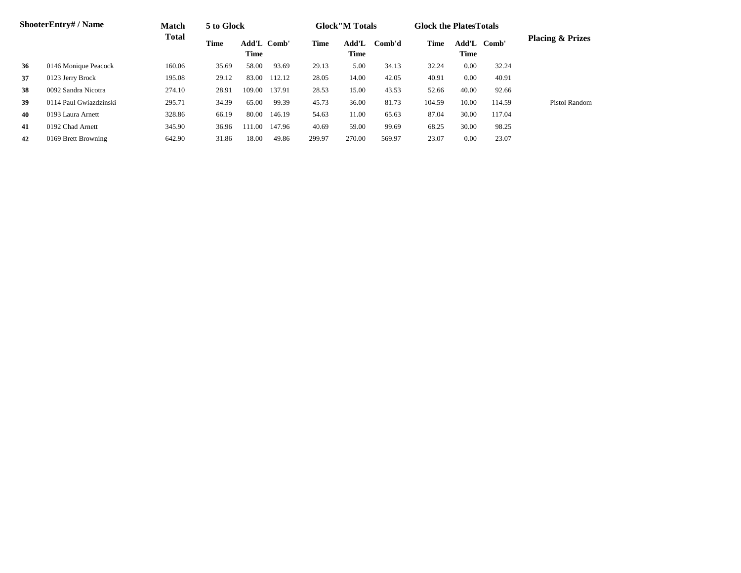| Shooter | Entry# / Name | Match Total | 5 to Glock | | | Glock"M Totals | | | Glock the Plates Totals | | | Placing & Prizes |
|---|---|---|---|---|---|---|---|---|---|---|---|---|
| | | | Time | Add'L Time | Comb' | Time | Add'L Time | Comb'd | Time | Add'L Time | Comb' | |
| 36 | 0146 Monique Peacock | 160.06 | 35.69 | 58.00 | 93.69 | 29.13 | 5.00 | 34.13 | 32.24 | 0.00 | 32.24 | |
| 37 | 0123 Jerry Brock | 195.08 | 29.12 | 83.00 | 112.12 | 28.05 | 14.00 | 42.05 | 40.91 | 0.00 | 40.91 | |
| 38 | 0092 Sandra Nicotra | 274.10 | 28.91 | 109.00 | 137.91 | 28.53 | 15.00 | 43.53 | 52.66 | 40.00 | 92.66 | |
| 39 | 0114 Paul Gwiazdzinski | 295.71 | 34.39 | 65.00 | 99.39 | 45.73 | 36.00 | 81.73 | 104.59 | 10.00 | 114.59 | Pistol Random |
| 40 | 0193 Laura Arnett | 328.86 | 66.19 | 80.00 | 146.19 | 54.63 | 11.00 | 65.63 | 87.04 | 30.00 | 117.04 | |
| 41 | 0192 Chad Arnett | 345.90 | 36.96 | 111.00 | 147.96 | 40.69 | 59.00 | 99.69 | 68.25 | 30.00 | 98.25 | |
| 42 | 0169 Brett Browning | 642.90 | 31.86 | 18.00 | 49.86 | 299.97 | 270.00 | 569.97 | 23.07 | 0.00 | 23.07 | |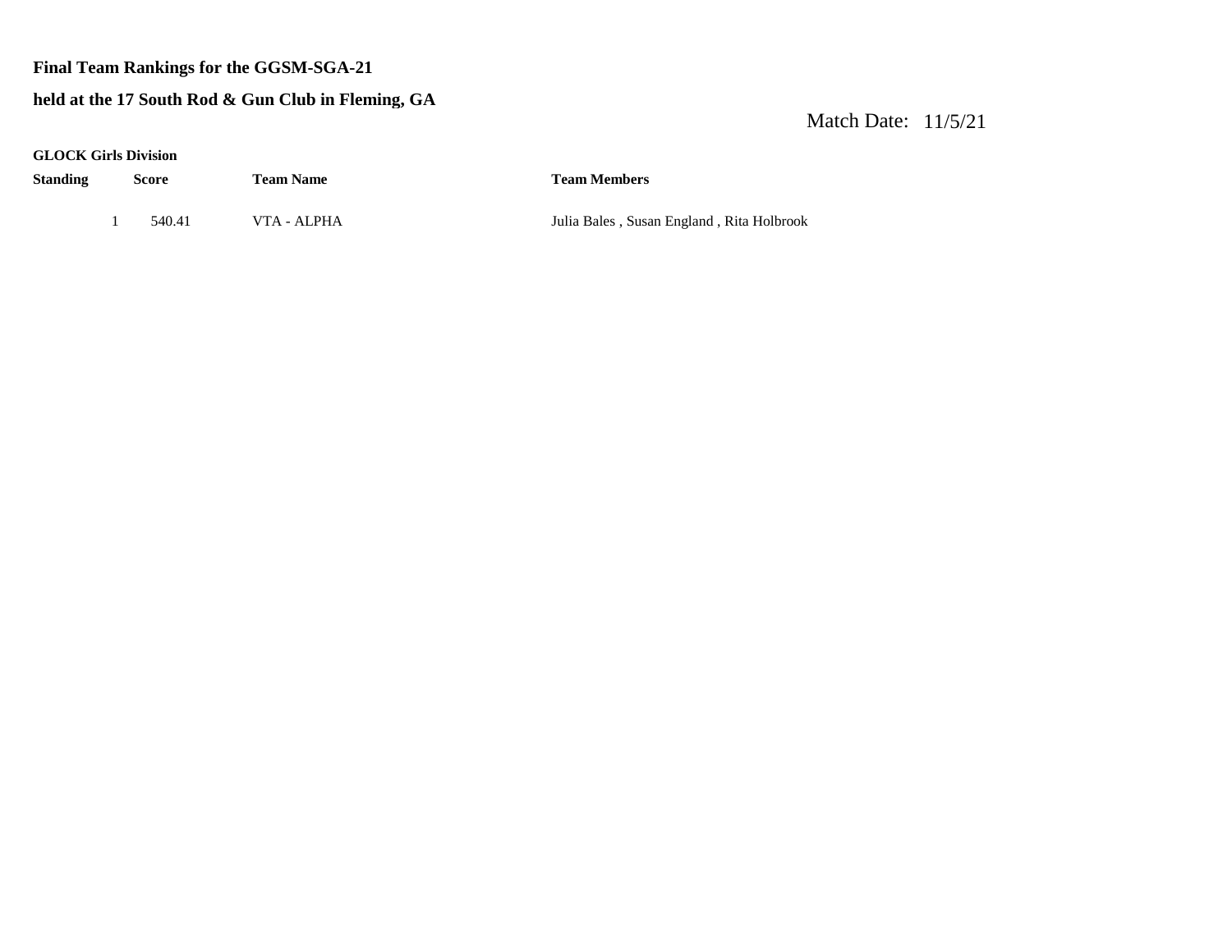**Final Team Rankings for the GGSM-SGA-21**

**held at the 17 South Rod & Gun Club in Fleming, GA**

Match Date: 11/5/21

**GLOCK Girls Division**

| Standing | Score | Team Name | Team Members |
|---|---|---|---|
| 1 | 540.41 | VTA - ALPHA | Julia Bales , Susan England , Rita Holbrook |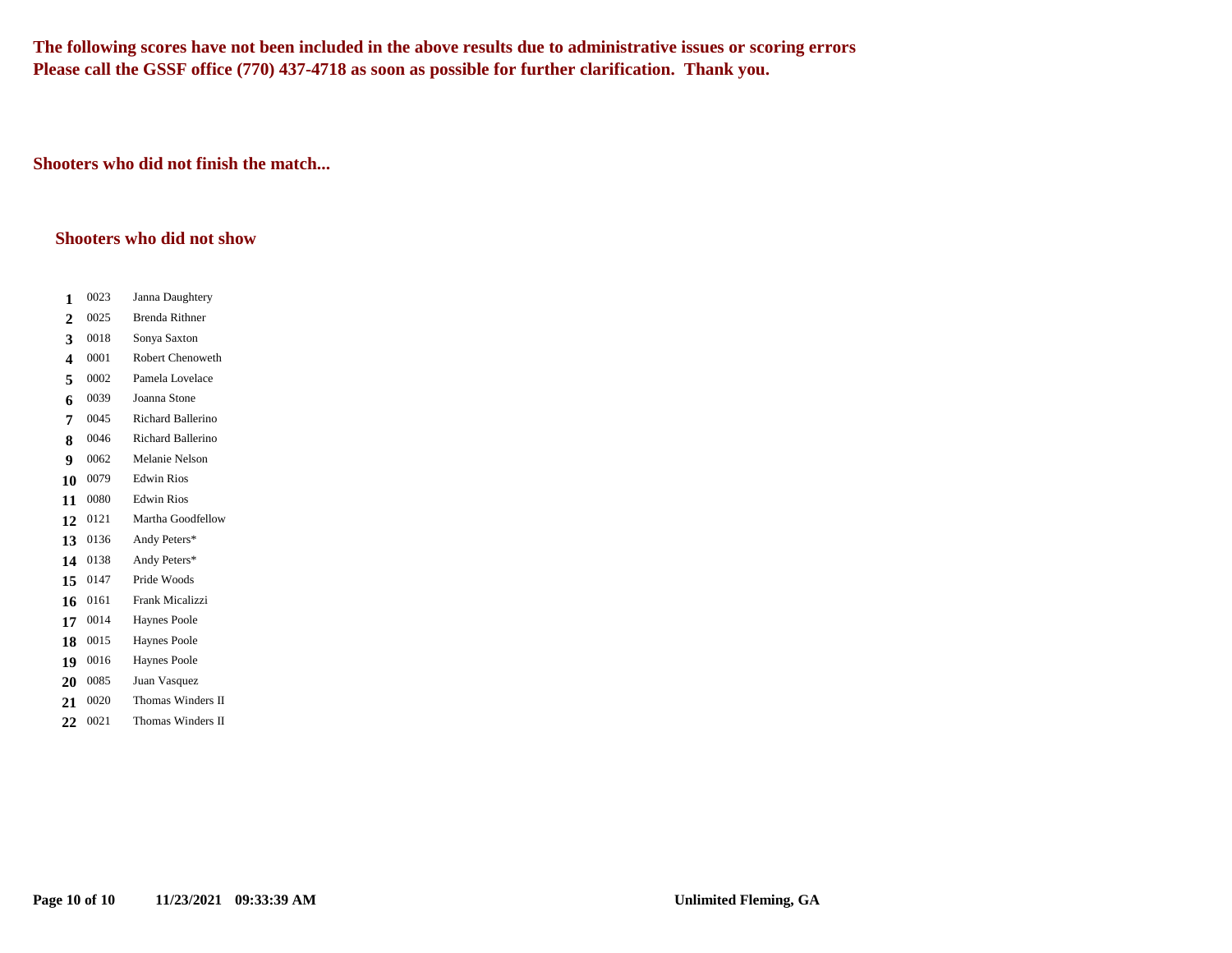**The following scores have not been included in the above results due to administrative issues or scoring errors**
**Please call the GSSF office (770) 437-4718 as soon as possible for further clarification. Thank you.**

**Shooters who did not finish the match...**

**Shooters who did not show**

| | | |
|---|---|---|
| **1** | 0023 | Janna Daughtery |
| **2** | 0025 | Brenda Rithner |
| **3** | 0018 | Sonya Saxton |
| **4** | 0001 | Robert Chenoweth |
| **5** | 0002 | Pamela Lovelace |
| **6** | 0039 | Joanna Stone |
| **7** | 0045 | Richard Ballerino |
| **8** | 0046 | Richard Ballerino |
| **9** | 0062 | Melanie Nelson |
| **10** | 0079 | Edwin Rios |
| **11** | 0080 | Edwin Rios |
| **12** | 0121 | Martha Goodfellow |
| **13** | 0136 | Andy Peters* |
| **14** | 0138 | Andy Peters* |
| **15** | 0147 | Pride Woods |
| **16** | 0161 | Frank Micalizzi |
| **17** | 0014 | Haynes Poole |
| **18** | 0015 | Haynes Poole |
| **19** | 0016 | Haynes Poole |
| **20** | 0085 | Juan Vasquez |
| **21** | 0020 | Thomas Winders II |
| **22** | 0021 | Thomas Winders II |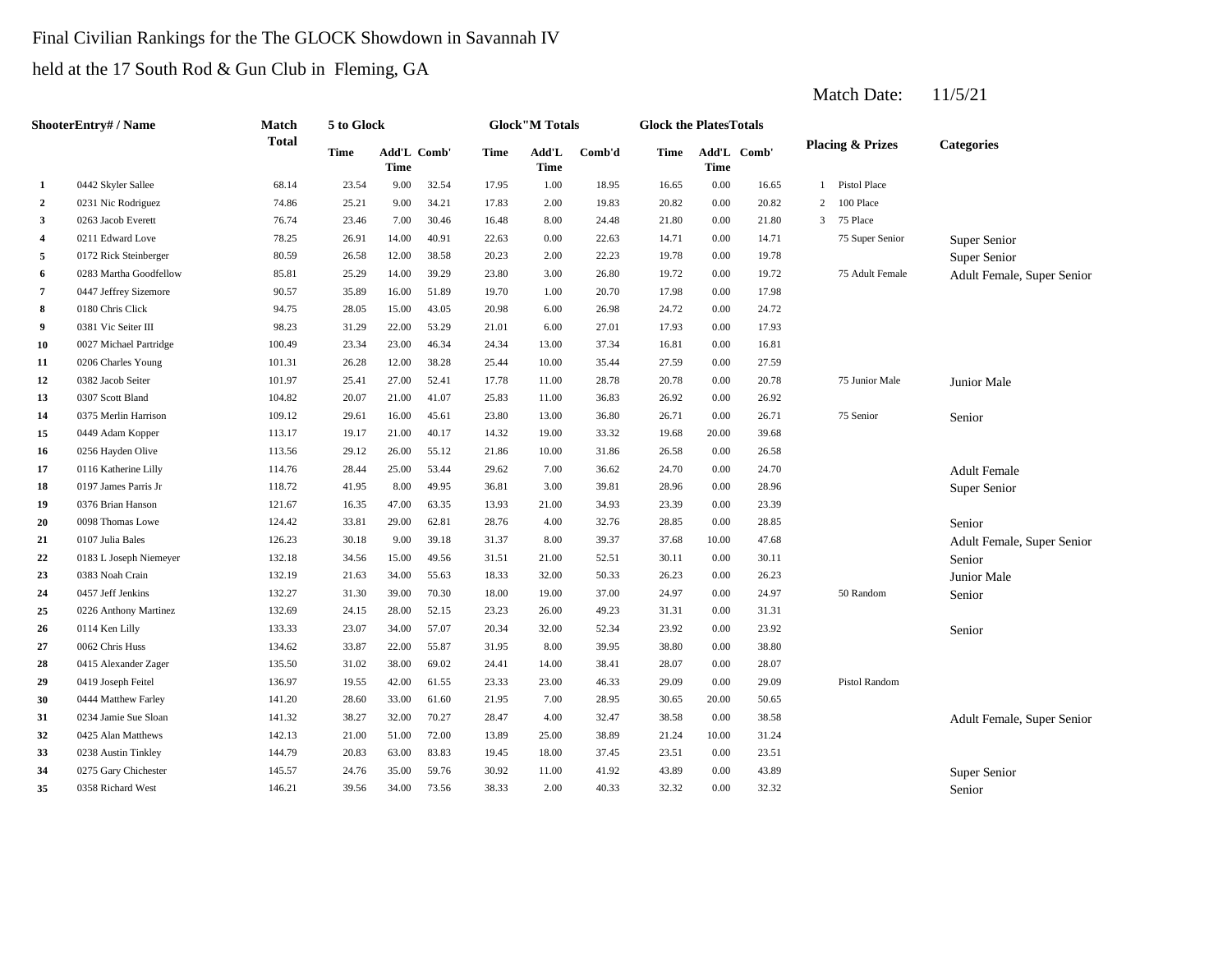Final Civilian Rankings for the The GLOCK Showdown in Savannah IV

held at the 17 South Rod & Gun Club in Fleming, GA

Match Date: 11/5/21

| Shooter | Entry# / Name | Match Total | 5 to Glock | | | Glock"M Totals | | | Glock the Plates Totals | | | Placing & Prizes | | Categories |
|---|---|---|---|---|---|---|---|---|---|---|---|---|---|---|
| | | | Time | Add'L Time | Comb' | Time | Add'L Time | Comb'd | Time | Add'L Time | Comb' | | | |
| 1 | 0442 Skyler Sallee | 68.14 | 23.54 | 9.00 | 32.54 | 17.95 | 1.00 | 18.95 | 16.65 | 0.00 | 16.65 | 1 | Pistol Place | |
| 2 | 0231 Nic Rodriguez | 74.86 | 25.21 | 9.00 | 34.21 | 17.83 | 2.00 | 19.83 | 20.82 | 0.00 | 20.82 | 2 | 100 Place | |
| 3 | 0263 Jacob Everett | 76.74 | 23.46 | 7.00 | 30.46 | 16.48 | 8.00 | 24.48 | 21.80 | 0.00 | 21.80 | 3 | 75 Place | |
| 4 | 0211 Edward Love | 78.25 | 26.91 | 14.00 | 40.91 | 22.63 | 0.00 | 22.63 | 14.71 | 0.00 | 14.71 | | 75 Super Senior | Super Senior |
| 5 | 0172 Rick Steinberger | 80.59 | 26.58 | 12.00 | 38.58 | 20.23 | 2.00 | 22.23 | 19.78 | 0.00 | 19.78 | | | Super Senior |
| 6 | 0283 Martha Goodfellow | 85.81 | 25.29 | 14.00 | 39.29 | 23.80 | 3.00 | 26.80 | 19.72 | 0.00 | 19.72 | | 75 Adult Female | Adult Female, Super Senior |
| 7 | 0447 Jeffrey Sizemore | 90.57 | 35.89 | 16.00 | 51.89 | 19.70 | 1.00 | 20.70 | 17.98 | 0.00 | 17.98 | | | |
| 8 | 0180 Chris Click | 94.75 | 28.05 | 15.00 | 43.05 | 20.98 | 6.00 | 26.98 | 24.72 | 0.00 | 24.72 | | | |
| 9 | 0381 Vic Seiter III | 98.23 | 31.29 | 22.00 | 53.29 | 21.01 | 6.00 | 27.01 | 17.93 | 0.00 | 17.93 | | | |
| 10 | 0027 Michael Partridge | 100.49 | 23.34 | 23.00 | 46.34 | 24.34 | 13.00 | 37.34 | 16.81 | 0.00 | 16.81 | | | |
| 11 | 0206 Charles Young | 101.31 | 26.28 | 12.00 | 38.28 | 25.44 | 10.00 | 35.44 | 27.59 | 0.00 | 27.59 | | | |
| 12 | 0382 Jacob Seiter | 101.97 | 25.41 | 27.00 | 52.41 | 17.78 | 11.00 | 28.78 | 20.78 | 0.00 | 20.78 | | 75 Junior Male | Junior Male |
| 13 | 0307 Scott Bland | 104.82 | 20.07 | 21.00 | 41.07 | 25.83 | 11.00 | 36.83 | 26.92 | 0.00 | 26.92 | | | |
| 14 | 0375 Merlin Harrison | 109.12 | 29.61 | 16.00 | 45.61 | 23.80 | 13.00 | 36.80 | 26.71 | 0.00 | 26.71 | | 75 Senior | Senior |
| 15 | 0449 Adam Kopper | 113.17 | 19.17 | 21.00 | 40.17 | 14.32 | 19.00 | 33.32 | 19.68 | 20.00 | 39.68 | | | |
| 16 | 0256 Hayden Olive | 113.56 | 29.12 | 26.00 | 55.12 | 21.86 | 10.00 | 31.86 | 26.58 | 0.00 | 26.58 | | | |
| 17 | 0116 Katherine Lilly | 114.76 | 28.44 | 25.00 | 53.44 | 29.62 | 7.00 | 36.62 | 24.70 | 0.00 | 24.70 | | | Adult Female |
| 18 | 0197 James Parris Jr | 118.72 | 41.95 | 8.00 | 49.95 | 36.81 | 3.00 | 39.81 | 28.96 | 0.00 | 28.96 | | | Super Senior |
| 19 | 0376 Brian Hanson | 121.67 | 16.35 | 47.00 | 63.35 | 13.93 | 21.00 | 34.93 | 23.39 | 0.00 | 23.39 | | | |
| 20 | 0098 Thomas Lowe | 124.42 | 33.81 | 29.00 | 62.81 | 28.76 | 4.00 | 32.76 | 28.85 | 0.00 | 28.85 | | | Senior |
| 21 | 0107 Julia Bales | 126.23 | 30.18 | 9.00 | 39.18 | 31.37 | 8.00 | 39.37 | 37.68 | 10.00 | 47.68 | | | Adult Female, Super Senior |
| 22 | 0183 L Joseph Niemeyer | 132.18 | 34.56 | 15.00 | 49.56 | 31.51 | 21.00 | 52.51 | 30.11 | 0.00 | 30.11 | | | Senior |
| 23 | 0383 Noah Crain | 132.19 | 21.63 | 34.00 | 55.63 | 18.33 | 32.00 | 50.33 | 26.23 | 0.00 | 26.23 | | | Junior Male |
| 24 | 0457 Jeff Jenkins | 132.27 | 31.30 | 39.00 | 70.30 | 18.00 | 19.00 | 37.00 | 24.97 | 0.00 | 24.97 | | 50 Random | Senior |
| 25 | 0226 Anthony Martinez | 132.69 | 24.15 | 28.00 | 52.15 | 23.23 | 26.00 | 49.23 | 31.31 | 0.00 | 31.31 | | | |
| 26 | 0114 Ken Lilly | 133.33 | 23.07 | 34.00 | 57.07 | 20.34 | 32.00 | 52.34 | 23.92 | 0.00 | 23.92 | | | Senior |
| 27 | 0062 Chris Huss | 134.62 | 33.87 | 22.00 | 55.87 | 31.95 | 8.00 | 39.95 | 38.80 | 0.00 | 38.80 | | | |
| 28 | 0415 Alexander Zager | 135.50 | 31.02 | 38.00 | 69.02 | 24.41 | 14.00 | 38.41 | 28.07 | 0.00 | 28.07 | | | |
| 29 | 0419 Joseph Feitel | 136.97 | 19.55 | 42.00 | 61.55 | 23.33 | 23.00 | 46.33 | 29.09 | 0.00 | 29.09 | | Pistol Random | |
| 30 | 0444 Matthew Farley | 141.20 | 28.60 | 33.00 | 61.60 | 21.95 | 7.00 | 28.95 | 30.65 | 20.00 | 50.65 | | | |
| 31 | 0234 Jamie Sue Sloan | 141.32 | 38.27 | 32.00 | 70.27 | 28.47 | 4.00 | 32.47 | 38.58 | 0.00 | 38.58 | | | Adult Female, Super Senior |
| 32 | 0425 Alan Matthews | 142.13 | 21.00 | 51.00 | 72.00 | 13.89 | 25.00 | 38.89 | 21.24 | 10.00 | 31.24 | | | |
| 33 | 0238 Austin Tinkley | 144.79 | 20.83 | 63.00 | 83.83 | 19.45 | 18.00 | 37.45 | 23.51 | 0.00 | 23.51 | | | |
| 34 | 0275 Gary Chichester | 145.57 | 24.76 | 35.00 | 59.76 | 30.92 | 11.00 | 41.92 | 43.89 | 0.00 | 43.89 | | | Super Senior |
| 35 | 0358 Richard West | 146.21 | 39.56 | 34.00 | 73.56 | 38.33 | 2.00 | 40.33 | 32.32 | 0.00 | 32.32 | | | Senior |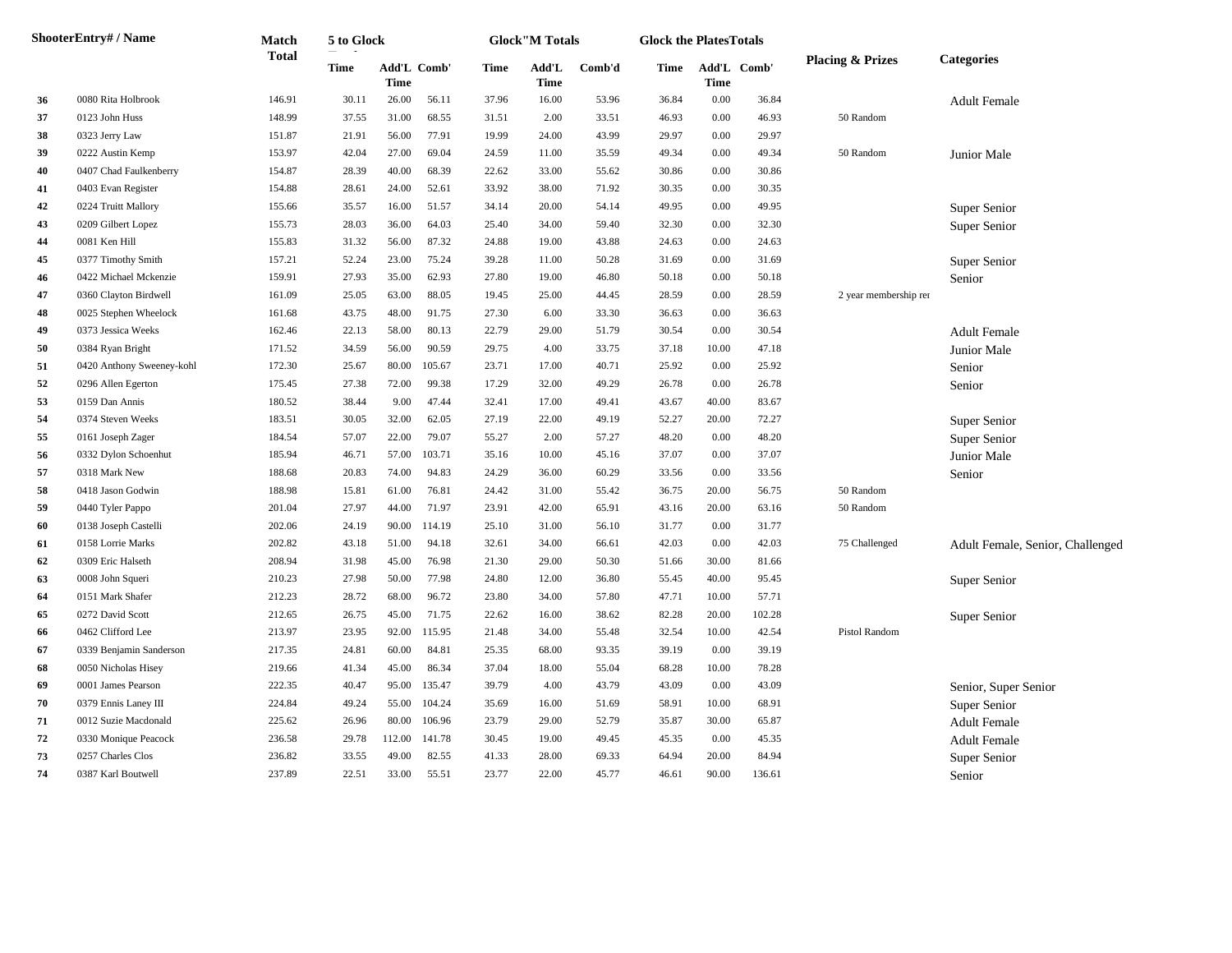| | ShooterEntry# / Name | Match Total | 5 to Glock | | | Glock"M Totals | | | Glock the PlatesTotals | | | Placing & Prizes | Categories |
|---|---|---|---|---|---|---|---|---|---|---|---|---|---|
| | | | Time | Add'L Time | Comb' | Time | Add'L Time | Comb'd | Time | Add'L Time | Comb' | | |
| 36 | 0080 Rita Holbrook | 146.91 | 30.11 | 26.00 | 56.11 | 37.96 | 16.00 | 53.96 | 36.84 | 0.00 | 36.84 | | Adult Female |
| 37 | 0123 John Huss | 148.99 | 37.55 | 31.00 | 68.55 | 31.51 | 2.00 | 33.51 | 46.93 | 0.00 | 46.93 | 50 Random | |
| 38 | 0323 Jerry Law | 151.87 | 21.91 | 56.00 | 77.91 | 19.99 | 24.00 | 43.99 | 29.97 | 0.00 | 29.97 | | |
| 39 | 0222 Austin Kemp | 153.97 | 42.04 | 27.00 | 69.04 | 24.59 | 11.00 | 35.59 | 49.34 | 0.00 | 49.34 | 50 Random | Junior Male |
| 40 | 0407 Chad Faulkenberry | 154.87 | 28.39 | 40.00 | 68.39 | 22.62 | 33.00 | 55.62 | 30.86 | 0.00 | 30.86 | | |
| 41 | 0403 Evan Register | 154.88 | 28.61 | 24.00 | 52.61 | 33.92 | 38.00 | 71.92 | 30.35 | 0.00 | 30.35 | | |
| 42 | 0224 Truitt Mallory | 155.66 | 35.57 | 16.00 | 51.57 | 34.14 | 20.00 | 54.14 | 49.95 | 0.00 | 49.95 | | Super Senior |
| 43 | 0209 Gilbert Lopez | 155.73 | 28.03 | 36.00 | 64.03 | 25.40 | 34.00 | 59.40 | 32.30 | 0.00 | 32.30 | | Super Senior |
| 44 | 0081 Ken Hill | 155.83 | 31.32 | 56.00 | 87.32 | 24.88 | 19.00 | 43.88 | 24.63 | 0.00 | 24.63 | | |
| 45 | 0377 Timothy Smith | 157.21 | 52.24 | 23.00 | 75.24 | 39.28 | 11.00 | 50.28 | 31.69 | 0.00 | 31.69 | | Super Senior |
| 46 | 0422 Michael Mckenzie | 159.91 | 27.93 | 35.00 | 62.93 | 27.80 | 19.00 | 46.80 | 50.18 | 0.00 | 50.18 | | Senior |
| 47 | 0360 Clayton Birdwell | 161.09 | 25.05 | 63.00 | 88.05 | 19.45 | 25.00 | 44.45 | 28.59 | 0.00 | 28.59 | 2 year membership rer | |
| 48 | 0025 Stephen Wheelock | 161.68 | 43.75 | 48.00 | 91.75 | 27.30 | 6.00 | 33.30 | 36.63 | 0.00 | 36.63 | | |
| 49 | 0373 Jessica Weeks | 162.46 | 22.13 | 58.00 | 80.13 | 22.79 | 29.00 | 51.79 | 30.54 | 0.00 | 30.54 | | Adult Female |
| 50 | 0384 Ryan Bright | 171.52 | 34.59 | 56.00 | 90.59 | 29.75 | 4.00 | 33.75 | 37.18 | 10.00 | 47.18 | | Junior Male |
| 51 | 0420 Anthony Sweeney-kohl | 172.30 | 25.67 | 80.00 | 105.67 | 23.71 | 17.00 | 40.71 | 25.92 | 0.00 | 25.92 | | Senior |
| 52 | 0296 Allen Egerton | 175.45 | 27.38 | 72.00 | 99.38 | 17.29 | 32.00 | 49.29 | 26.78 | 0.00 | 26.78 | | Senior |
| 53 | 0159 Dan Annis | 180.52 | 38.44 | 9.00 | 47.44 | 32.41 | 17.00 | 49.41 | 43.67 | 40.00 | 83.67 | | |
| 54 | 0374 Steven Weeks | 183.51 | 30.05 | 32.00 | 62.05 | 27.19 | 22.00 | 49.19 | 52.27 | 20.00 | 72.27 | | Super Senior |
| 55 | 0161 Joseph Zager | 184.54 | 57.07 | 22.00 | 79.07 | 55.27 | 2.00 | 57.27 | 48.20 | 0.00 | 48.20 | | Super Senior |
| 56 | 0332 Dylon Schoenhut | 185.94 | 46.71 | 57.00 | 103.71 | 35.16 | 10.00 | 45.16 | 37.07 | 0.00 | 37.07 | | Junior Male |
| 57 | 0318 Mark New | 188.68 | 20.83 | 74.00 | 94.83 | 24.29 | 36.00 | 60.29 | 33.56 | 0.00 | 33.56 | | Senior |
| 58 | 0418 Jason Godwin | 188.98 | 15.81 | 61.00 | 76.81 | 24.42 | 31.00 | 55.42 | 36.75 | 20.00 | 56.75 | 50 Random | |
| 59 | 0440 Tyler Pappo | 201.04 | 27.97 | 44.00 | 71.97 | 23.91 | 42.00 | 65.91 | 43.16 | 20.00 | 63.16 | 50 Random | |
| 60 | 0138 Joseph Castelli | 202.06 | 24.19 | 90.00 | 114.19 | 25.10 | 31.00 | 56.10 | 31.77 | 0.00 | 31.77 | | |
| 61 | 0158 Lorrie Marks | 202.82 | 43.18 | 51.00 | 94.18 | 32.61 | 34.00 | 66.61 | 42.03 | 0.00 | 42.03 | 75 Challenged | Adult Female, Senior, Challenged |
| 62 | 0309 Eric Halseth | 208.94 | 31.98 | 45.00 | 76.98 | 21.30 | 29.00 | 50.30 | 51.66 | 30.00 | 81.66 | | |
| 63 | 0008 John Squeri | 210.23 | 27.98 | 50.00 | 77.98 | 24.80 | 12.00 | 36.80 | 55.45 | 40.00 | 95.45 | | Super Senior |
| 64 | 0151 Mark Shafer | 212.23 | 28.72 | 68.00 | 96.72 | 23.80 | 34.00 | 57.80 | 47.71 | 10.00 | 57.71 | | |
| 65 | 0272 David Scott | 212.65 | 26.75 | 45.00 | 71.75 | 22.62 | 16.00 | 38.62 | 82.28 | 20.00 | 102.28 | | Super Senior |
| 66 | 0462 Clifford Lee | 213.97 | 23.95 | 92.00 | 115.95 | 21.48 | 34.00 | 55.48 | 32.54 | 10.00 | 42.54 | Pistol Random | |
| 67 | 0339 Benjamin Sanderson | 217.35 | 24.81 | 60.00 | 84.81 | 25.35 | 68.00 | 93.35 | 39.19 | 0.00 | 39.19 | | |
| 68 | 0050 Nicholas Hisey | 219.66 | 41.34 | 45.00 | 86.34 | 37.04 | 18.00 | 55.04 | 68.28 | 10.00 | 78.28 | | |
| 69 | 0001 James Pearson | 222.35 | 40.47 | 95.00 | 135.47 | 39.79 | 4.00 | 43.79 | 43.09 | 0.00 | 43.09 | | Senior, Super Senior |
| 70 | 0379 Ennis Laney III | 224.84 | 49.24 | 55.00 | 104.24 | 35.69 | 16.00 | 51.69 | 58.91 | 10.00 | 68.91 | | Super Senior |
| 71 | 0012 Suzie Macdonald | 225.62 | 26.96 | 80.00 | 106.96 | 23.79 | 29.00 | 52.79 | 35.87 | 30.00 | 65.87 | | Adult Female |
| 72 | 0330 Monique Peacock | 236.58 | 29.78 | 112.00 | 141.78 | 30.45 | 19.00 | 49.45 | 45.35 | 0.00 | 45.35 | | Adult Female |
| 73 | 0257 Charles Clos | 236.82 | 33.55 | 49.00 | 82.55 | 41.33 | 28.00 | 69.33 | 64.94 | 20.00 | 84.94 | | Super Senior |
| 74 | 0387 Karl Boutwell | 237.89 | 22.51 | 33.00 | 55.51 | 23.77 | 22.00 | 45.77 | 46.61 | 90.00 | 136.61 | | Senior |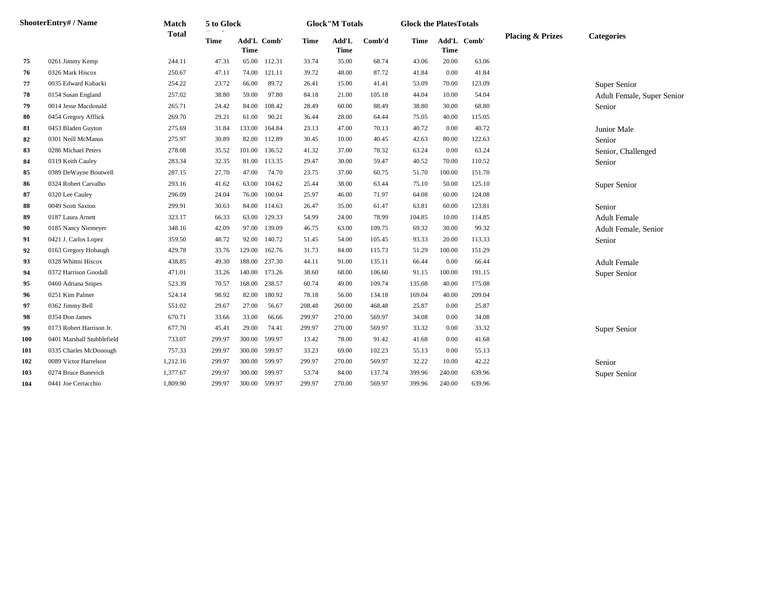| Shooter | Entry# / Name | Match Total | 5 to Glock | | | Glock"M Totals | | | Glock the Plates Totals | | | Placing & Prizes | Categories |
|---|---|---|---|---|---|---|---|---|---|---|---|---|---|
| | | | Time | Add'L Time | Comb' | Time | Add'L Time | Comb'd | Time | Add'L Time | Comb' | | |
| 75 | 0261 Jimmy Kemp | 244.11 | 47.31 | 65.00 | 112.31 | 33.74 | 35.00 | 68.74 | 43.06 | 20.00 | 63.06 | | |
| 76 | 0326 Mark Hiscox | 250.67 | 47.11 | 74.00 | 121.11 | 39.72 | 48.00 | 87.72 | 41.84 | 0.00 | 41.84 | | |
| 77 | 0035 Edward Kubacki | 254.22 | 23.72 | 66.00 | 89.72 | 26.41 | 15.00 | 41.41 | 53.09 | 70.00 | 123.09 | | Super Senior |
| 78 | 0154 Susan England | 257.02 | 38.80 | 59.00 | 97.80 | 84.18 | 21.00 | 105.18 | 44.04 | 10.00 | 54.04 | | Adult Female, Super Senior |
| 79 | 0014 Jesse Macdonald | 265.71 | 24.42 | 84.00 | 108.42 | 28.49 | 60.00 | 88.49 | 38.80 | 30.00 | 68.80 | | Senior |
| 80 | 0454 Gregory Afflick | 269.70 | 29.21 | 61.00 | 90.21 | 36.44 | 28.00 | 64.44 | 75.05 | 40.00 | 115.05 | | |
| 81 | 0453 Bladen Guyton | 275.69 | 31.84 | 133.00 | 164.84 | 23.13 | 47.00 | 70.13 | 40.72 | 0.00 | 40.72 | | Junior Male |
| 82 | 0301 Neill McManus | 275.97 | 30.89 | 82.00 | 112.89 | 30.45 | 10.00 | 40.45 | 42.63 | 80.00 | 122.63 | | Senior |
| 83 | 0286 Michael Peters | 278.08 | 35.52 | 101.00 | 136.52 | 41.32 | 37.00 | 78.32 | 63.24 | 0.00 | 63.24 | | Senior, Challenged |
| 84 | 0319 Keith Cauley | 283.34 | 32.35 | 81.00 | 113.35 | 29.47 | 30.00 | 59.47 | 40.52 | 70.00 | 110.52 | | Senior |
| 85 | 0389 DeWayne Boutwell | 287.15 | 27.70 | 47.00 | 74.70 | 23.75 | 37.00 | 60.75 | 51.70 | 100.00 | 151.70 | | |
| 86 | 0324 Robert Carvalho | 293.16 | 41.62 | 63.00 | 104.62 | 25.44 | 38.00 | 63.44 | 75.10 | 50.00 | 125.10 | | Super Senior |
| 87 | 0320 Lee Cauley | 296.09 | 24.04 | 76.00 | 100.04 | 25.97 | 46.00 | 71.97 | 64.08 | 60.00 | 124.08 | | |
| 88 | 0049 Scott Saxton | 299.91 | 30.63 | 84.00 | 114.63 | 26.47 | 35.00 | 61.47 | 63.81 | 60.00 | 123.81 | | Senior |
| 89 | 0187 Laura Arnett | 323.17 | 66.33 | 63.00 | 129.33 | 54.99 | 24.00 | 78.99 | 104.85 | 10.00 | 114.85 | | Adult Female |
| 90 | 0185 Nancy Niemeyer | 348.16 | 42.09 | 97.00 | 139.09 | 46.75 | 63.00 | 109.75 | 69.32 | 30.00 | 99.32 | | Adult Female, Senior |
| 91 | 0421 J. Carlos Lopez | 359.50 | 48.72 | 92.00 | 140.72 | 51.45 | 54.00 | 105.45 | 93.33 | 20.00 | 113.33 | | Senior |
| 92 | 0163 Gregory Hobaugh | 429.78 | 33.76 | 129.00 | 162.76 | 31.73 | 84.00 | 115.73 | 51.29 | 100.00 | 151.29 | | |
| 93 | 0328 Whittni Hiscox | 438.85 | 49.30 | 188.00 | 237.30 | 44.11 | 91.00 | 135.11 | 66.44 | 0.00 | 66.44 | | Adult Female |
| 94 | 0372 Harrison Goodall | 471.01 | 33.26 | 140.00 | 173.26 | 38.60 | 68.00 | 106.60 | 91.15 | 100.00 | 191.15 | | Super Senior |
| 95 | 0460 Adriana Snipes | 523.39 | 70.57 | 168.00 | 238.57 | 60.74 | 49.00 | 109.74 | 135.08 | 40.00 | 175.08 | | |
| 96 | 0251 Kim Palmer | 524.14 | 98.92 | 82.00 | 180.92 | 78.18 | 56.00 | 134.18 | 169.04 | 40.00 | 209.04 | | |
| 97 | 0362 Jimmy Bell | 551.02 | 29.67 | 27.00 | 56.67 | 208.48 | 260.00 | 468.48 | 25.87 | 0.00 | 25.87 | | |
| 98 | 0354 Don James | 670.71 | 33.66 | 33.00 | 66.66 | 299.97 | 270.00 | 569.97 | 34.08 | 0.00 | 34.08 | | |
| 99 | 0173 Robert Harrison Jr. | 677.70 | 45.41 | 29.00 | 74.41 | 299.97 | 270.00 | 569.97 | 33.32 | 0.00 | 33.32 | | Super Senior |
| 100 | 0401 Marshall Stubblefield | 733.07 | 299.97 | 300.00 | 599.97 | 13.42 | 78.00 | 91.42 | 41.68 | 0.00 | 41.68 | | |
| 101 | 0335 Charles McDonough | 757.33 | 299.97 | 300.00 | 599.97 | 33.23 | 69.00 | 102.23 | 55.13 | 0.00 | 55.13 | | |
| 102 | 0089 Victor Harrelson | 1,212.16 | 299.97 | 300.00 | 599.97 | 299.97 | 270.00 | 569.97 | 32.22 | 10.00 | 42.22 | | Senior |
| 103 | 0274 Bruce Bunevich | 1,377.67 | 299.97 | 300.00 | 599.97 | 53.74 | 84.00 | 137.74 | 399.96 | 240.00 | 639.96 | | Super Senior |
| 104 | 0441 Joe Cerracchio | 1,809.90 | 299.97 | 300.00 | 599.97 | 299.97 | 270.00 | 569.97 | 399.96 | 240.00 | 639.96 | | |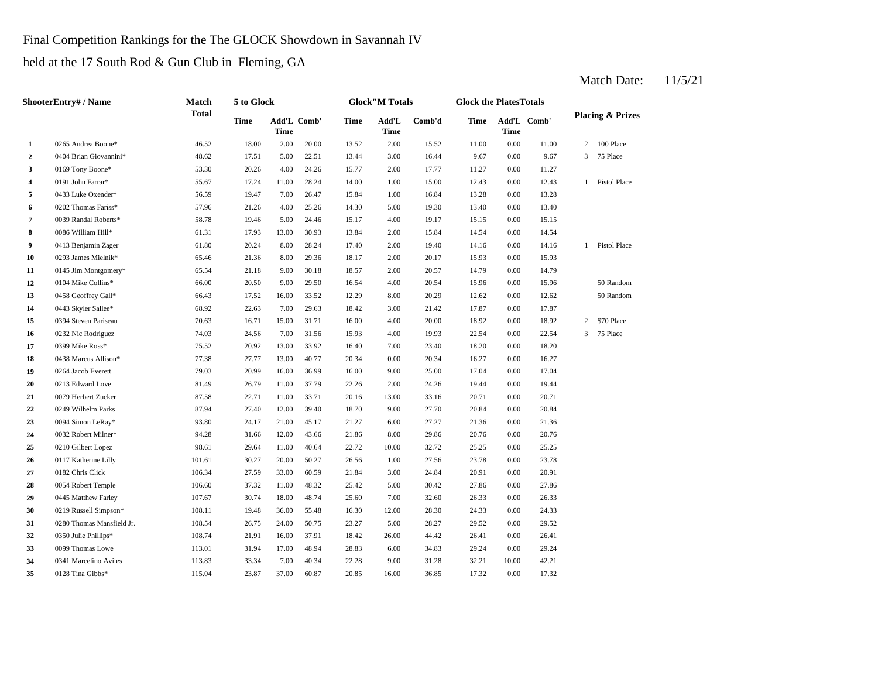Final Competition Rankings for the The GLOCK Showdown in Savannah IV

held at the 17 South Rod & Gun Club in Fleming, GA

Match Date: 11/5/21

| Shooter | Entry# / Name | Match Total | 5 to Glock Time | 5 to Glock Add'L Time | 5 to Glock Comb' | Glock"M Totals Time | Glock"M Totals Add'L Time | Glock"M Totals Comb'd | Glock the Plates Totals Time | Glock the Plates Totals Add'L Time | Glock the Plates Totals Comb' | Placing & Prizes | |
|---|---|---|---|---|---|---|---|---|---|---|---|---|---|
| 1 | 0265 Andrea Boone* | 46.52 | 18.00 | 2.00 | 20.00 | 13.52 | 2.00 | 15.52 | 11.00 | 0.00 | 11.00 | 2 | 100 Place |
| 2 | 0404 Brian Giovannini* | 48.62 | 17.51 | 5.00 | 22.51 | 13.44 | 3.00 | 16.44 | 9.67 | 0.00 | 9.67 | 3 | 75 Place |
| 3 | 0169 Tony Boone* | 53.30 | 20.26 | 4.00 | 24.26 | 15.77 | 2.00 | 17.77 | 11.27 | 0.00 | 11.27 | | |
| 4 | 0191 John Farrar* | 55.67 | 17.24 | 11.00 | 28.24 | 14.00 | 1.00 | 15.00 | 12.43 | 0.00 | 12.43 | 1 | Pistol Place |
| 5 | 0433 Luke Oxender* | 56.59 | 19.47 | 7.00 | 26.47 | 15.84 | 1.00 | 16.84 | 13.28 | 0.00 | 13.28 | | |
| 6 | 0202 Thomas Fariss* | 57.96 | 21.26 | 4.00 | 25.26 | 14.30 | 5.00 | 19.30 | 13.40 | 0.00 | 13.40 | | |
| 7 | 0039 Randal Roberts* | 58.78 | 19.46 | 5.00 | 24.46 | 15.17 | 4.00 | 19.17 | 15.15 | 0.00 | 15.15 | | |
| 8 | 0086 William Hill* | 61.31 | 17.93 | 13.00 | 30.93 | 13.84 | 2.00 | 15.84 | 14.54 | 0.00 | 14.54 | | |
| 9 | 0413 Benjamin Zager | 61.80 | 20.24 | 8.00 | 28.24 | 17.40 | 2.00 | 19.40 | 14.16 | 0.00 | 14.16 | 1 | Pistol Place |
| 10 | 0293 James Mielnik* | 65.46 | 21.36 | 8.00 | 29.36 | 18.17 | 2.00 | 20.17 | 15.93 | 0.00 | 15.93 | | |
| 11 | 0145 Jim Montgomery* | 65.54 | 21.18 | 9.00 | 30.18 | 18.57 | 2.00 | 20.57 | 14.79 | 0.00 | 14.79 | | |
| 12 | 0104 Mike Collins* | 66.00 | 20.50 | 9.00 | 29.50 | 16.54 | 4.00 | 20.54 | 15.96 | 0.00 | 15.96 | | 50 Random |
| 13 | 0458 Geoffrey Gall* | 66.43 | 17.52 | 16.00 | 33.52 | 12.29 | 8.00 | 20.29 | 12.62 | 0.00 | 12.62 | | 50 Random |
| 14 | 0443 Skyler Sallee* | 68.92 | 22.63 | 7.00 | 29.63 | 18.42 | 3.00 | 21.42 | 17.87 | 0.00 | 17.87 | | |
| 15 | 0394 Steven Pariseau | 70.63 | 16.71 | 15.00 | 31.71 | 16.00 | 4.00 | 20.00 | 18.92 | 0.00 | 18.92 | 2 | $70 Place |
| 16 | 0232 Nic Rodriguez | 74.03 | 24.56 | 7.00 | 31.56 | 15.93 | 4.00 | 19.93 | 22.54 | 0.00 | 22.54 | 3 | 75 Place |
| 17 | 0399 Mike Ross* | 75.52 | 20.92 | 13.00 | 33.92 | 16.40 | 7.00 | 23.40 | 18.20 | 0.00 | 18.20 | | |
| 18 | 0438 Marcus Allison* | 77.38 | 27.77 | 13.00 | 40.77 | 20.34 | 0.00 | 20.34 | 16.27 | 0.00 | 16.27 | | |
| 19 | 0264 Jacob Everett | 79.03 | 20.99 | 16.00 | 36.99 | 16.00 | 9.00 | 25.00 | 17.04 | 0.00 | 17.04 | | |
| 20 | 0213 Edward Love | 81.49 | 26.79 | 11.00 | 37.79 | 22.26 | 2.00 | 24.26 | 19.44 | 0.00 | 19.44 | | |
| 21 | 0079 Herbert Zucker | 87.58 | 22.71 | 11.00 | 33.71 | 20.16 | 13.00 | 33.16 | 20.71 | 0.00 | 20.71 | | |
| 22 | 0249 Wilhelm Parks | 87.94 | 27.40 | 12.00 | 39.40 | 18.70 | 9.00 | 27.70 | 20.84 | 0.00 | 20.84 | | |
| 23 | 0094 Simon LeRay* | 93.80 | 24.17 | 21.00 | 45.17 | 21.27 | 6.00 | 27.27 | 21.36 | 0.00 | 21.36 | | |
| 24 | 0032 Robert Milner* | 94.28 | 31.66 | 12.00 | 43.66 | 21.86 | 8.00 | 29.86 | 20.76 | 0.00 | 20.76 | | |
| 25 | 0210 Gilbert Lopez | 98.61 | 29.64 | 11.00 | 40.64 | 22.72 | 10.00 | 32.72 | 25.25 | 0.00 | 25.25 | | |
| 26 | 0117 Katherine Lilly | 101.61 | 30.27 | 20.00 | 50.27 | 26.56 | 1.00 | 27.56 | 23.78 | 0.00 | 23.78 | | |
| 27 | 0182 Chris Click | 106.34 | 27.59 | 33.00 | 60.59 | 21.84 | 3.00 | 24.84 | 20.91 | 0.00 | 20.91 | | |
| 28 | 0054 Robert Temple | 106.60 | 37.32 | 11.00 | 48.32 | 25.42 | 5.00 | 30.42 | 27.86 | 0.00 | 27.86 | | |
| 29 | 0445 Matthew Farley | 107.67 | 30.74 | 18.00 | 48.74 | 25.60 | 7.00 | 32.60 | 26.33 | 0.00 | 26.33 | | |
| 30 | 0219 Russell Simpson* | 108.11 | 19.48 | 36.00 | 55.48 | 16.30 | 12.00 | 28.30 | 24.33 | 0.00 | 24.33 | | |
| 31 | 0280 Thomas Mansfield Jr. | 108.54 | 26.75 | 24.00 | 50.75 | 23.27 | 5.00 | 28.27 | 29.52 | 0.00 | 29.52 | | |
| 32 | 0350 Julie Phillips* | 108.74 | 21.91 | 16.00 | 37.91 | 18.42 | 26.00 | 44.42 | 26.41 | 0.00 | 26.41 | | |
| 33 | 0099 Thomas Lowe | 113.01 | 31.94 | 17.00 | 48.94 | 28.83 | 6.00 | 34.83 | 29.24 | 0.00 | 29.24 | | |
| 34 | 0341 Marcelino Aviles | 113.83 | 33.34 | 7.00 | 40.34 | 22.28 | 9.00 | 31.28 | 32.21 | 10.00 | 42.21 | | |
| 35 | 0128 Tina Gibbs* | 115.04 | 23.87 | 37.00 | 60.87 | 20.85 | 16.00 | 36.85 | 17.32 | 0.00 | 17.32 | | |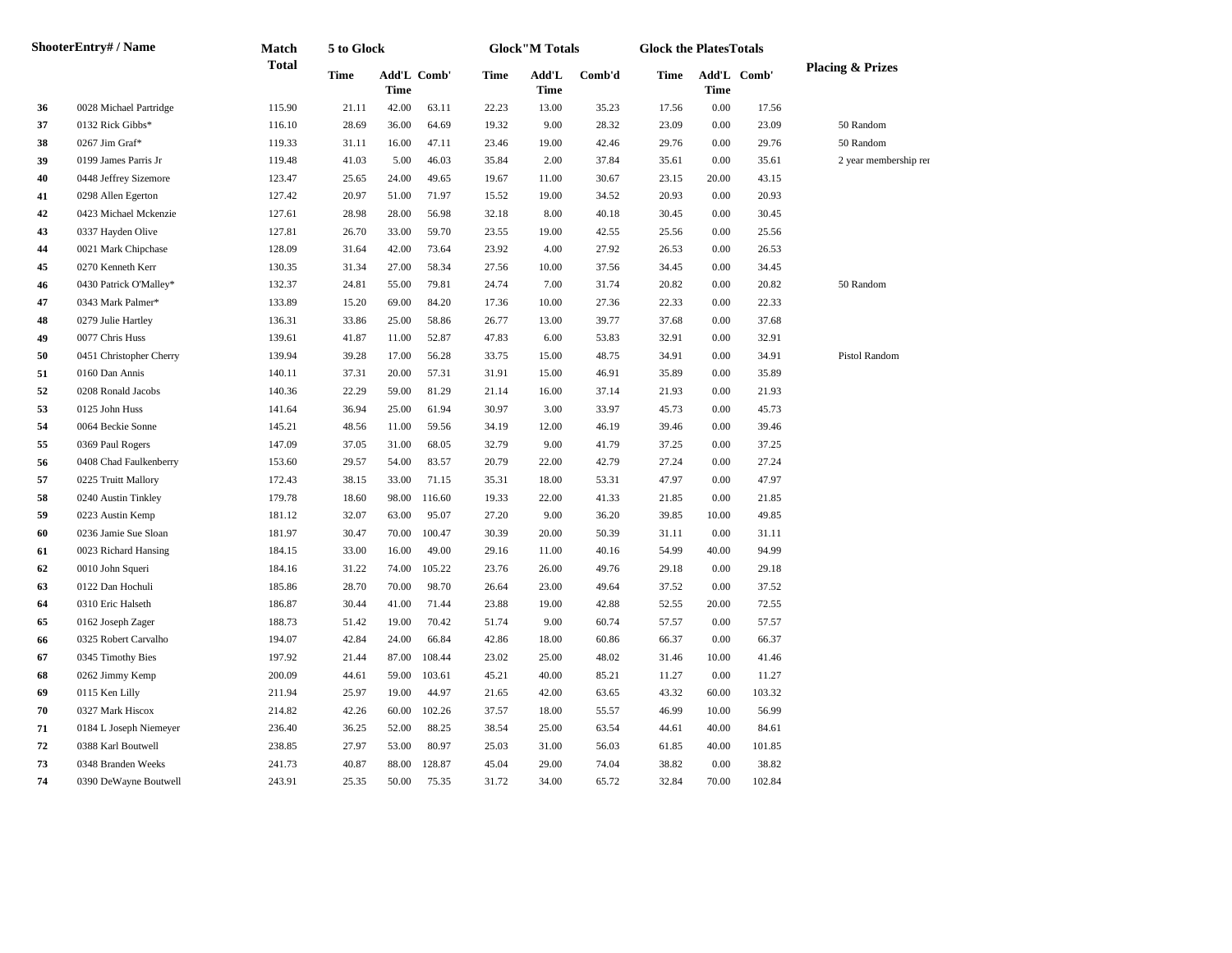| Shooter | Entry# / Name | Match Total | 5 to Glock Time | 5 to Glock Add'L Time | 5 to Glock Comb' | Glock"M Totals Time | Glock"M Totals Add'L Time | Glock"M Totals Comb'd | Glock the Plates Totals Time | Glock the Plates Totals Add'L Time | Glock the Plates Totals Comb' | Placing & Prizes |
|---|---|---|---|---|---|---|---|---|---|---|---|---|
| 36 | 0028 Michael Partridge | 115.90 | 21.11 | 42.00 | 63.11 | 22.23 | 13.00 | 35.23 | 17.56 | 0.00 | 17.56 | |
| 37 | 0132 Rick Gibbs* | 116.10 | 28.69 | 36.00 | 64.69 | 19.32 | 9.00 | 28.32 | 23.09 | 0.00 | 23.09 | 50 Random |
| 38 | 0267 Jim Graf* | 119.33 | 31.11 | 16.00 | 47.11 | 23.46 | 19.00 | 42.46 | 29.76 | 0.00 | 29.76 | 50 Random |
| 39 | 0199 James Parris Jr | 119.48 | 41.03 | 5.00 | 46.03 | 35.84 | 2.00 | 37.84 | 35.61 | 0.00 | 35.61 | 2 year membership re |
| 40 | 0448 Jeffrey Sizemore | 123.47 | 25.65 | 24.00 | 49.65 | 19.67 | 11.00 | 30.67 | 23.15 | 20.00 | 43.15 | |
| 41 | 0298 Allen Egerton | 127.42 | 20.97 | 51.00 | 71.97 | 15.52 | 19.00 | 34.52 | 20.93 | 0.00 | 20.93 | |
| 42 | 0423 Michael Mckenzie | 127.61 | 28.98 | 28.00 | 56.98 | 32.18 | 8.00 | 40.18 | 30.45 | 0.00 | 30.45 | |
| 43 | 0337 Hayden Olive | 127.81 | 26.70 | 33.00 | 59.70 | 23.55 | 19.00 | 42.55 | 25.56 | 0.00 | 25.56 | |
| 44 | 0021 Mark Chipchase | 128.09 | 31.64 | 42.00 | 73.64 | 23.92 | 4.00 | 27.92 | 26.53 | 0.00 | 26.53 | |
| 45 | 0270 Kenneth Kerr | 130.35 | 31.34 | 27.00 | 58.34 | 27.56 | 10.00 | 37.56 | 34.45 | 0.00 | 34.45 | |
| 46 | 0430 Patrick O'Malley* | 132.37 | 24.81 | 55.00 | 79.81 | 24.74 | 7.00 | 31.74 | 20.82 | 0.00 | 20.82 | 50 Random |
| 47 | 0343 Mark Palmer* | 133.89 | 15.20 | 69.00 | 84.20 | 17.36 | 10.00 | 27.36 | 22.33 | 0.00 | 22.33 | |
| 48 | 0279 Julie Hartley | 136.31 | 33.86 | 25.00 | 58.86 | 26.77 | 13.00 | 39.77 | 37.68 | 0.00 | 37.68 | |
| 49 | 0077 Chris Huss | 139.61 | 41.87 | 11.00 | 52.87 | 47.83 | 6.00 | 53.83 | 32.91 | 0.00 | 32.91 | |
| 50 | 0451 Christopher Cherry | 139.94 | 39.28 | 17.00 | 56.28 | 33.75 | 15.00 | 48.75 | 34.91 | 0.00 | 34.91 | Pistol Random |
| 51 | 0160 Dan Annis | 140.11 | 37.31 | 20.00 | 57.31 | 31.91 | 15.00 | 46.91 | 35.89 | 0.00 | 35.89 | |
| 52 | 0208 Ronald Jacobs | 140.36 | 22.29 | 59.00 | 81.29 | 21.14 | 16.00 | 37.14 | 21.93 | 0.00 | 21.93 | |
| 53 | 0125 John Huss | 141.64 | 36.94 | 25.00 | 61.94 | 30.97 | 3.00 | 33.97 | 45.73 | 0.00 | 45.73 | |
| 54 | 0064 Beckie Sonne | 145.21 | 48.56 | 11.00 | 59.56 | 34.19 | 12.00 | 46.19 | 39.46 | 0.00 | 39.46 | |
| 55 | 0369 Paul Rogers | 147.09 | 37.05 | 31.00 | 68.05 | 32.79 | 9.00 | 41.79 | 37.25 | 0.00 | 37.25 | |
| 56 | 0408 Chad Faulkenberry | 153.60 | 29.57 | 54.00 | 83.57 | 20.79 | 22.00 | 42.79 | 27.24 | 0.00 | 27.24 | |
| 57 | 0225 Truitt Mallory | 172.43 | 38.15 | 33.00 | 71.15 | 35.31 | 18.00 | 53.31 | 47.97 | 0.00 | 47.97 | |
| 58 | 0240 Austin Tinkley | 179.78 | 18.60 | 98.00 | 116.60 | 19.33 | 22.00 | 41.33 | 21.85 | 0.00 | 21.85 | |
| 59 | 0223 Austin Kemp | 181.12 | 32.07 | 63.00 | 95.07 | 27.20 | 9.00 | 36.20 | 39.85 | 10.00 | 49.85 | |
| 60 | 0236 Jamie Sue Sloan | 181.97 | 30.47 | 70.00 | 100.47 | 30.39 | 20.00 | 50.39 | 31.11 | 0.00 | 31.11 | |
| 61 | 0023 Richard Hansing | 184.15 | 33.00 | 16.00 | 49.00 | 29.16 | 11.00 | 40.16 | 54.99 | 40.00 | 94.99 | |
| 62 | 0010 John Squeri | 184.16 | 31.22 | 74.00 | 105.22 | 23.76 | 26.00 | 49.76 | 29.18 | 0.00 | 29.18 | |
| 63 | 0122 Dan Hochuli | 185.86 | 28.70 | 70.00 | 98.70 | 26.64 | 23.00 | 49.64 | 37.52 | 0.00 | 37.52 | |
| 64 | 0310 Eric Halseth | 186.87 | 30.44 | 41.00 | 71.44 | 23.88 | 19.00 | 42.88 | 52.55 | 20.00 | 72.55 | |
| 65 | 0162 Joseph Zager | 188.73 | 51.42 | 19.00 | 70.42 | 51.74 | 9.00 | 60.74 | 57.57 | 0.00 | 57.57 | |
| 66 | 0325 Robert Carvalho | 194.07 | 42.84 | 24.00 | 66.84 | 42.86 | 18.00 | 60.86 | 66.37 | 0.00 | 66.37 | |
| 67 | 0345 Timothy Bies | 197.92 | 21.44 | 87.00 | 108.44 | 23.02 | 25.00 | 48.02 | 31.46 | 10.00 | 41.46 | |
| 68 | 0262 Jimmy Kemp | 200.09 | 44.61 | 59.00 | 103.61 | 45.21 | 40.00 | 85.21 | 11.27 | 0.00 | 11.27 | |
| 69 | 0115 Ken Lilly | 211.94 | 25.97 | 19.00 | 44.97 | 21.65 | 42.00 | 63.65 | 43.32 | 60.00 | 103.32 | |
| 70 | 0327 Mark Hiscox | 214.82 | 42.26 | 60.00 | 102.26 | 37.57 | 18.00 | 55.57 | 46.99 | 10.00 | 56.99 | |
| 71 | 0184 L Joseph Niemeyer | 236.40 | 36.25 | 52.00 | 88.25 | 38.54 | 25.00 | 63.54 | 44.61 | 40.00 | 84.61 | |
| 72 | 0388 Karl Boutwell | 238.85 | 27.97 | 53.00 | 80.97 | 25.03 | 31.00 | 56.03 | 61.85 | 40.00 | 101.85 | |
| 73 | 0348 Branden Weeks | 241.73 | 40.87 | 88.00 | 128.87 | 45.04 | 29.00 | 74.04 | 38.82 | 0.00 | 38.82 | |
| 74 | 0390 DeWayne Boutwell | 243.91 | 25.35 | 50.00 | 75.35 | 31.72 | 34.00 | 65.72 | 32.84 | 70.00 | 102.84 | |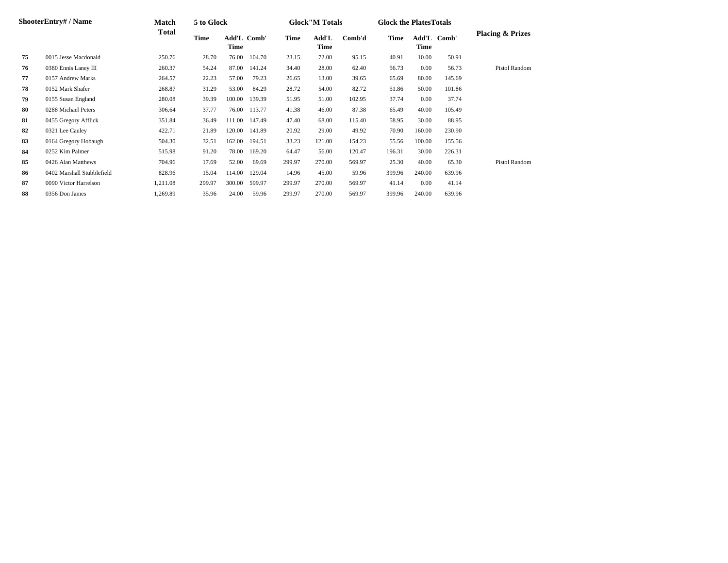| Shooter | Entry# / Name | Match Total | 5 to Glock Time | Add'L Time | Comb' | Glock"M Totals Time | Add'L Time | Comb'd | Glock the Plates Totals Time | Add'L Time | Comb' | Placing & Prizes |
|---|---|---|---|---|---|---|---|---|---|---|---|---|
| **75** | 0015 Jesse Macdonald | 250.76 | 28.70 | 76.00 | 104.70 | 23.15 | 72.00 | 95.15 | 40.91 | 10.00 | 50.91 | |
| **76** | 0380 Ennis Laney III | 260.37 | 54.24 | 87.00 | 141.24 | 34.40 | 28.00 | 62.40 | 56.73 | 0.00 | 56.73 | Pistol Random |
| **77** | 0157 Andrew Marks | 264.57 | 22.23 | 57.00 | 79.23 | 26.65 | 13.00 | 39.65 | 65.69 | 80.00 | 145.69 | |
| **78** | 0152 Mark Shafer | 268.87 | 31.29 | 53.00 | 84.29 | 28.72 | 54.00 | 82.72 | 51.86 | 50.00 | 101.86 | |
| **79** | 0155 Susan England | 280.08 | 39.39 | 100.00 | 139.39 | 51.95 | 51.00 | 102.95 | 37.74 | 0.00 | 37.74 | |
| **80** | 0288 Michael Peters | 306.64 | 37.77 | 76.00 | 113.77 | 41.38 | 46.00 | 87.38 | 65.49 | 40.00 | 105.49 | |
| **81** | 0455 Gregory Afflick | 351.84 | 36.49 | 111.00 | 147.49 | 47.40 | 68.00 | 115.40 | 58.95 | 30.00 | 88.95 | |
| **82** | 0321 Lee Cauley | 422.71 | 21.89 | 120.00 | 141.89 | 20.92 | 29.00 | 49.92 | 70.90 | 160.00 | 230.90 | |
| **83** | 0164 Gregory Hobaugh | 504.30 | 32.51 | 162.00 | 194.51 | 33.23 | 121.00 | 154.23 | 55.56 | 100.00 | 155.56 | |
| **84** | 0252 Kim Palmer | 515.98 | 91.20 | 78.00 | 169.20 | 64.47 | 56.00 | 120.47 | 196.31 | 30.00 | 226.31 | |
| **85** | 0426 Alan Matthews | 704.96 | 17.69 | 52.00 | 69.69 | 299.97 | 270.00 | 569.97 | 25.30 | 40.00 | 65.30 | Pistol Random |
| **86** | 0402 Marshall Stubblefield | 828.96 | 15.04 | 114.00 | 129.04 | 14.96 | 45.00 | 59.96 | 399.96 | 240.00 | 639.96 | |
| **87** | 0090 Victor Harrelson | 1,211.08 | 299.97 | 300.00 | 599.97 | 299.97 | 270.00 | 569.97 | 41.14 | 0.00 | 41.14 | |
| **88** | 0356 Don James | 1,269.89 | 35.96 | 24.00 | 59.96 | 299.97 | 270.00 | 569.97 | 399.96 | 240.00 | 639.96 | |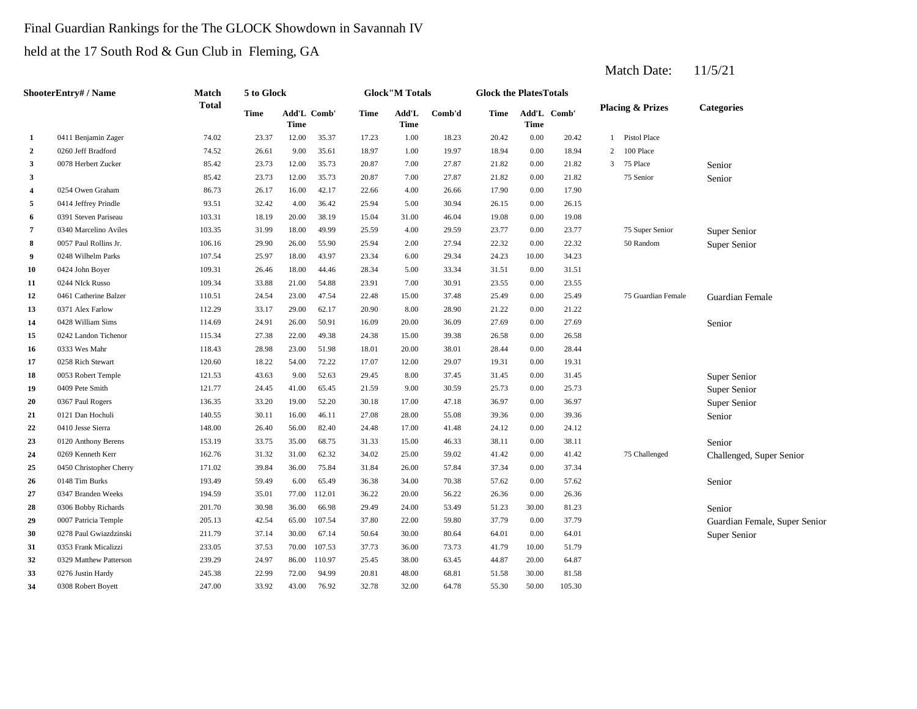Final Guardian Rankings for the The GLOCK Showdown in Savannah IV

held at the 17 South Rod & Gun Club in Fleming, GA

Match Date: 11/5/21

| Shooter | Entry# / Name | Match Total | 5 to Glock Time | 5 to Glock Add'L Time | 5 to Glock Comb' | Glock"M Totals Time | Glock"M Totals Add'L Time | Glock"M Totals Comb'd | Glock the Plates Totals Time | Glock the Plates Totals Add'L Time | Glock the Plates Totals Comb' | Placing & Prizes | Categories |
|---|---|---|---|---|---|---|---|---|---|---|---|---|---|
| 1 | 0411 Benjamin Zager | 74.02 | 23.37 | 12.00 | 35.37 | 17.23 | 1.00 | 18.23 | 20.42 | 0.00 | 20.42 | 1 Pistol Place | |
| 2 | 0260 Jeff Bradford | 74.52 | 26.61 | 9.00 | 35.61 | 18.97 | 1.00 | 19.97 | 18.94 | 0.00 | 18.94 | 2 100 Place | |
| 3 | 0078 Herbert Zucker | 85.42 | 23.73 | 12.00 | 35.73 | 20.87 | 7.00 | 27.87 | 21.82 | 0.00 | 21.82 | 3 75 Place | Senior |
| 3 | | 85.42 | 23.73 | 12.00 | 35.73 | 20.87 | 7.00 | 27.87 | 21.82 | 0.00 | 21.82 | 75 Senior | Senior |
| 4 | 0254 Owen Graham | 86.73 | 26.17 | 16.00 | 42.17 | 22.66 | 4.00 | 26.66 | 17.90 | 0.00 | 17.90 | | |
| 5 | 0414 Jeffrey Prindle | 93.51 | 32.42 | 4.00 | 36.42 | 25.94 | 5.00 | 30.94 | 26.15 | 0.00 | 26.15 | | |
| 6 | 0391 Steven Pariseau | 103.31 | 18.19 | 20.00 | 38.19 | 15.04 | 31.00 | 46.04 | 19.08 | 0.00 | 19.08 | | |
| 7 | 0340 Marcelino Aviles | 103.35 | 31.99 | 18.00 | 49.99 | 25.59 | 4.00 | 29.59 | 23.77 | 0.00 | 23.77 | 75 Super Senior | Super Senior |
| 8 | 0057 Paul Rollins Jr. | 106.16 | 29.90 | 26.00 | 55.90 | 25.94 | 2.00 | 27.94 | 22.32 | 0.00 | 22.32 | 50 Random | Super Senior |
| 9 | 0248 Wilhelm Parks | 107.54 | 25.97 | 18.00 | 43.97 | 23.34 | 6.00 | 29.34 | 24.23 | 10.00 | 34.23 | | |
| 10 | 0424 John Boyer | 109.31 | 26.46 | 18.00 | 44.46 | 28.34 | 5.00 | 33.34 | 31.51 | 0.00 | 31.51 | | |
| 11 | 0244 NIck Russo | 109.34 | 33.88 | 21.00 | 54.88 | 23.91 | 7.00 | 30.91 | 23.55 | 0.00 | 23.55 | | |
| 12 | 0461 Catherine Balzer | 110.51 | 24.54 | 23.00 | 47.54 | 22.48 | 15.00 | 37.48 | 25.49 | 0.00 | 25.49 | 75 Guardian Female | Guardian Female |
| 13 | 0371 Alex Farlow | 112.29 | 33.17 | 29.00 | 62.17 | 20.90 | 8.00 | 28.90 | 21.22 | 0.00 | 21.22 | | |
| 14 | 0428 William Sims | 114.69 | 24.91 | 26.00 | 50.91 | 16.09 | 20.00 | 36.09 | 27.69 | 0.00 | 27.69 | | Senior |
| 15 | 0242 Landon Tichenor | 115.34 | 27.38 | 22.00 | 49.38 | 24.38 | 15.00 | 39.38 | 26.58 | 0.00 | 26.58 | | |
| 16 | 0333 Wes Mahr | 118.43 | 28.98 | 23.00 | 51.98 | 18.01 | 20.00 | 38.01 | 28.44 | 0.00 | 28.44 | | |
| 17 | 0258 Rich Stewart | 120.60 | 18.22 | 54.00 | 72.22 | 17.07 | 12.00 | 29.07 | 19.31 | 0.00 | 19.31 | | |
| 18 | 0053 Robert Temple | 121.53 | 43.63 | 9.00 | 52.63 | 29.45 | 8.00 | 37.45 | 31.45 | 0.00 | 31.45 | | Super Senior |
| 19 | 0409 Pete Smith | 121.77 | 24.45 | 41.00 | 65.45 | 21.59 | 9.00 | 30.59 | 25.73 | 0.00 | 25.73 | | Super Senior |
| 20 | 0367 Paul Rogers | 136.35 | 33.20 | 19.00 | 52.20 | 30.18 | 17.00 | 47.18 | 36.97 | 0.00 | 36.97 | | Super Senior |
| 21 | 0121 Dan Hochuli | 140.55 | 30.11 | 16.00 | 46.11 | 27.08 | 28.00 | 55.08 | 39.36 | 0.00 | 39.36 | | Senior |
| 22 | 0410 Jesse Sierra | 148.00 | 26.40 | 56.00 | 82.40 | 24.48 | 17.00 | 41.48 | 24.12 | 0.00 | 24.12 | | |
| 23 | 0120 Anthony Berens | 153.19 | 33.75 | 35.00 | 68.75 | 31.33 | 15.00 | 46.33 | 38.11 | 0.00 | 38.11 | | Senior |
| 24 | 0269 Kenneth Kerr | 162.76 | 31.32 | 31.00 | 62.32 | 34.02 | 25.00 | 59.02 | 41.42 | 0.00 | 41.42 | 75 Challenged | Challenged, Super Senior |
| 25 | 0450 Christopher Cherry | 171.02 | 39.84 | 36.00 | 75.84 | 31.84 | 26.00 | 57.84 | 37.34 | 0.00 | 37.34 | | |
| 26 | 0148 Tim Burks | 193.49 | 59.49 | 6.00 | 65.49 | 36.38 | 34.00 | 70.38 | 57.62 | 0.00 | 57.62 | | Senior |
| 27 | 0347 Branden Weeks | 194.59 | 35.01 | 77.00 | 112.01 | 36.22 | 20.00 | 56.22 | 26.36 | 0.00 | 26.36 | | |
| 28 | 0306 Bobby Richards | 201.70 | 30.98 | 36.00 | 66.98 | 29.49 | 24.00 | 53.49 | 51.23 | 30.00 | 81.23 | | Senior |
| 29 | 0007 Patricia Temple | 205.13 | 42.54 | 65.00 | 107.54 | 37.80 | 22.00 | 59.80 | 37.79 | 0.00 | 37.79 | | Guardian Female, Super Senior |
| 30 | 0278 Paul Gwiazdzinski | 211.79 | 37.14 | 30.00 | 67.14 | 50.64 | 30.00 | 80.64 | 64.01 | 0.00 | 64.01 | | Super Senior |
| 31 | 0353 Frank Micalizzi | 233.05 | 37.53 | 70.00 | 107.53 | 37.73 | 36.00 | 73.73 | 41.79 | 10.00 | 51.79 | | |
| 32 | 0329 Matthew Patterson | 239.29 | 24.97 | 86.00 | 110.97 | 25.45 | 38.00 | 63.45 | 44.87 | 20.00 | 64.87 | | |
| 33 | 0276 Justin Hardy | 245.38 | 22.99 | 72.00 | 94.99 | 20.81 | 48.00 | 68.81 | 51.58 | 30.00 | 81.58 | | |
| 34 | 0308 Robert Boyett | 247.00 | 33.92 | 43.00 | 76.92 | 32.78 | 32.00 | 64.78 | 55.30 | 50.00 | 105.30 | | |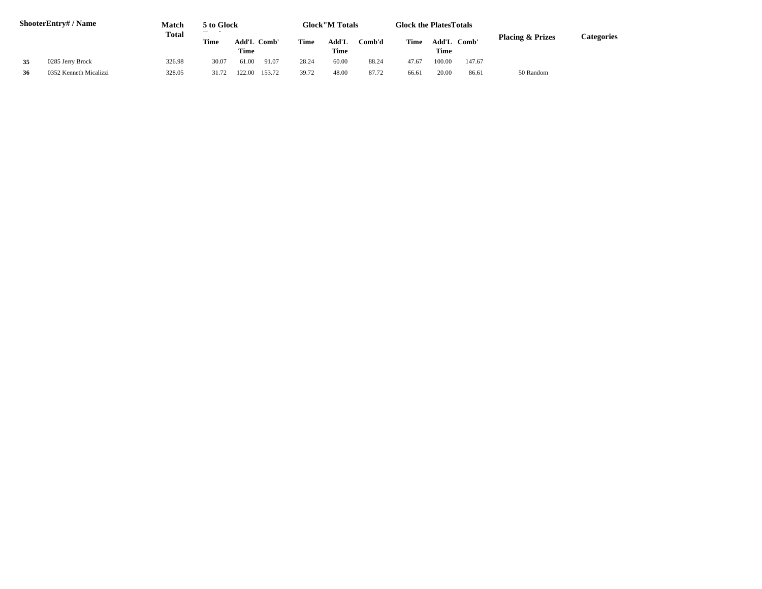| Shooter | Entry# / Name | Match Total | 5 to Glock |  |  | Glock"M Totals |  |  | Glock the Plates Totals |  |  | Placing & Prizes | Categories |
|---|---|---|---|---|---|---|---|---|---|---|---|---|---|
|  |  |  | Time | Add'L Time | Comb' | Time | Add'L Time | Comb'd | Time | Add'L Time | Comb' |  |  |
| **35** | 0285 Jerry Brock | 326.98 | 30.07 | 61.00 | 91.07 | 28.24 | 60.00 | 88.24 | 47.67 | 100.00 | 147.67 |  |  |
| **36** | 0352 Kenneth Micalizzi | 328.05 | 31.72 | 122.00 | 153.72 | 39.72 | 48.00 | 87.72 | 66.61 | 20.00 | 86.61 | 50 Random |  |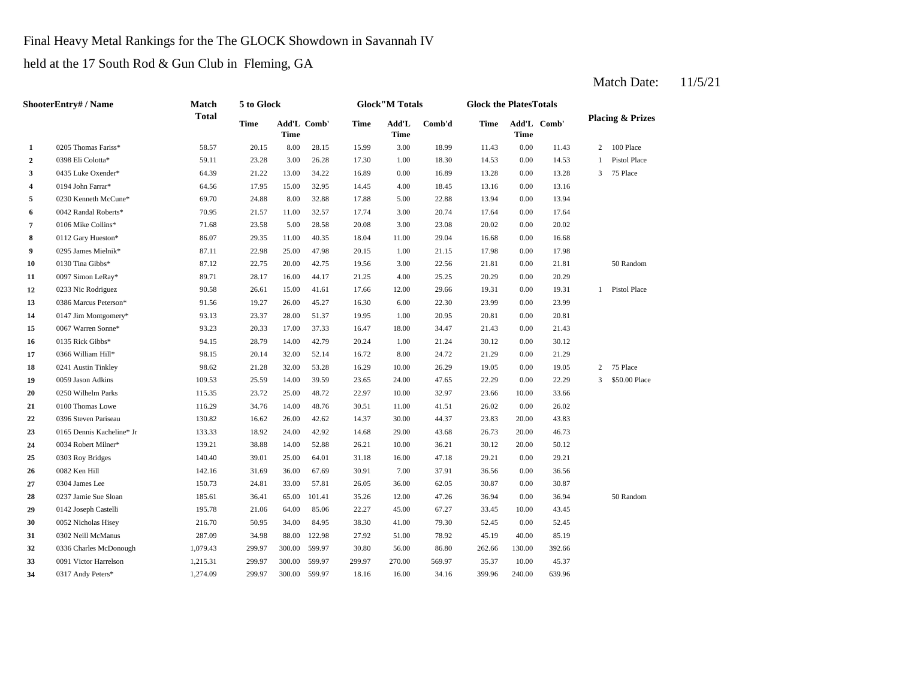Final Heavy Metal Rankings for the The GLOCK Showdown in Savannah IV

held at the 17 South Rod & Gun Club in Fleming, GA

Match Date: 11/5/21

| Shooter | Entry# / Name | Match Total | 5 to Glock | | | Glock"M Totals | | | Glock the Plates Totals | | | Placing & Prizes | |
|---|---|---|---|---|---|---|---|---|---|---|---|---|---|
| | | | Time | Add'L Time | Comb' | Time | Add'L Time | Comb'd | Time | Add'L Time | Comb' | | |
| 1 | 0205 Thomas Fariss* | 58.57 | 20.15 | 8.00 | 28.15 | 15.99 | 3.00 | 18.99 | 11.43 | 0.00 | 11.43 | 2 | 100 Place |
| 2 | 0398 Eli Colotta* | 59.11 | 23.28 | 3.00 | 26.28 | 17.30 | 1.00 | 18.30 | 14.53 | 0.00 | 14.53 | 1 | Pistol Place |
| 3 | 0435 Luke Oxender* | 64.39 | 21.22 | 13.00 | 34.22 | 16.89 | 0.00 | 16.89 | 13.28 | 0.00 | 13.28 | 3 | 75 Place |
| 4 | 0194 John Farrar* | 64.56 | 17.95 | 15.00 | 32.95 | 14.45 | 4.00 | 18.45 | 13.16 | 0.00 | 13.16 | | |
| 5 | 0230 Kenneth McCune* | 69.70 | 24.88 | 8.00 | 32.88 | 17.88 | 5.00 | 22.88 | 13.94 | 0.00 | 13.94 | | |
| 6 | 0042 Randal Roberts* | 70.95 | 21.57 | 11.00 | 32.57 | 17.74 | 3.00 | 20.74 | 17.64 | 0.00 | 17.64 | | |
| 7 | 0106 Mike Collins* | 71.68 | 23.58 | 5.00 | 28.58 | 20.08 | 3.00 | 23.08 | 20.02 | 0.00 | 20.02 | | |
| 8 | 0112 Gary Hueston* | 86.07 | 29.35 | 11.00 | 40.35 | 18.04 | 11.00 | 29.04 | 16.68 | 0.00 | 16.68 | | |
| 9 | 0295 James Mielnik* | 87.11 | 22.98 | 25.00 | 47.98 | 20.15 | 1.00 | 21.15 | 17.98 | 0.00 | 17.98 | | |
| 10 | 0130 Tina Gibbs* | 87.12 | 22.75 | 20.00 | 42.75 | 19.56 | 3.00 | 22.56 | 21.81 | 0.00 | 21.81 | | 50 Random |
| 11 | 0097 Simon LeRay* | 89.71 | 28.17 | 16.00 | 44.17 | 21.25 | 4.00 | 25.25 | 20.29 | 0.00 | 20.29 | | |
| 12 | 0233 Nic Rodriguez | 90.58 | 26.61 | 15.00 | 41.61 | 17.66 | 12.00 | 29.66 | 19.31 | 0.00 | 19.31 | 1 | Pistol Place |
| 13 | 0386 Marcus Peterson* | 91.56 | 19.27 | 26.00 | 45.27 | 16.30 | 6.00 | 22.30 | 23.99 | 0.00 | 23.99 | | |
| 14 | 0147 Jim Montgomery* | 93.13 | 23.37 | 28.00 | 51.37 | 19.95 | 1.00 | 20.95 | 20.81 | 0.00 | 20.81 | | |
| 15 | 0067 Warren Sonne* | 93.23 | 20.33 | 17.00 | 37.33 | 16.47 | 18.00 | 34.47 | 21.43 | 0.00 | 21.43 | | |
| 16 | 0135 Rick Gibbs* | 94.15 | 28.79 | 14.00 | 42.79 | 20.24 | 1.00 | 21.24 | 30.12 | 0.00 | 30.12 | | |
| 17 | 0366 William Hill* | 98.15 | 20.14 | 32.00 | 52.14 | 16.72 | 8.00 | 24.72 | 21.29 | 0.00 | 21.29 | | |
| 18 | 0241 Austin Tinkley | 98.62 | 21.28 | 32.00 | 53.28 | 16.29 | 10.00 | 26.29 | 19.05 | 0.00 | 19.05 | 2 | 75 Place |
| 19 | 0059 Jason Adkins | 109.53 | 25.59 | 14.00 | 39.59 | 23.65 | 24.00 | 47.65 | 22.29 | 0.00 | 22.29 | 3 | $50.00 Place |
| 20 | 0250 Wilhelm Parks | 115.35 | 23.72 | 25.00 | 48.72 | 22.97 | 10.00 | 32.97 | 23.66 | 10.00 | 33.66 | | |
| 21 | 0100 Thomas Lowe | 116.29 | 34.76 | 14.00 | 48.76 | 30.51 | 11.00 | 41.51 | 26.02 | 0.00 | 26.02 | | |
| 22 | 0396 Steven Pariseau | 130.82 | 16.62 | 26.00 | 42.62 | 14.37 | 30.00 | 44.37 | 23.83 | 20.00 | 43.83 | | |
| 23 | 0165 Dennis Kacheline* Jr | 133.33 | 18.92 | 24.00 | 42.92 | 14.68 | 29.00 | 43.68 | 26.73 | 20.00 | 46.73 | | |
| 24 | 0034 Robert Milner* | 139.21 | 38.88 | 14.00 | 52.88 | 26.21 | 10.00 | 36.21 | 30.12 | 20.00 | 50.12 | | |
| 25 | 0303 Roy Bridges | 140.40 | 39.01 | 25.00 | 64.01 | 31.18 | 16.00 | 47.18 | 29.21 | 0.00 | 29.21 | | |
| 26 | 0082 Ken Hill | 142.16 | 31.69 | 36.00 | 67.69 | 30.91 | 7.00 | 37.91 | 36.56 | 0.00 | 36.56 | | |
| 27 | 0304 James Lee | 150.73 | 24.81 | 33.00 | 57.81 | 26.05 | 36.00 | 62.05 | 30.87 | 0.00 | 30.87 | | |
| 28 | 0237 Jamie Sue Sloan | 185.61 | 36.41 | 65.00 | 101.41 | 35.26 | 12.00 | 47.26 | 36.94 | 0.00 | 36.94 | | 50 Random |
| 29 | 0142 Joseph Castelli | 195.78 | 21.06 | 64.00 | 85.06 | 22.27 | 45.00 | 67.27 | 33.45 | 10.00 | 43.45 | | |
| 30 | 0052 Nicholas Hisey | 216.70 | 50.95 | 34.00 | 84.95 | 38.30 | 41.00 | 79.30 | 52.45 | 0.00 | 52.45 | | |
| 31 | 0302 Neill McManus | 287.09 | 34.98 | 88.00 | 122.98 | 27.92 | 51.00 | 78.92 | 45.19 | 40.00 | 85.19 | | |
| 32 | 0336 Charles McDonough | 1,079.43 | 299.97 | 300.00 | 599.97 | 30.80 | 56.00 | 86.80 | 262.66 | 130.00 | 392.66 | | |
| 33 | 0091 Victor Harrelson | 1,215.31 | 299.97 | 300.00 | 599.97 | 299.97 | 270.00 | 569.97 | 35.37 | 10.00 | 45.37 | | |
| 34 | 0317 Andy Peters* | 1,274.09 | 299.97 | 300.00 | 599.97 | 18.16 | 16.00 | 34.16 | 399.96 | 240.00 | 639.96 | | |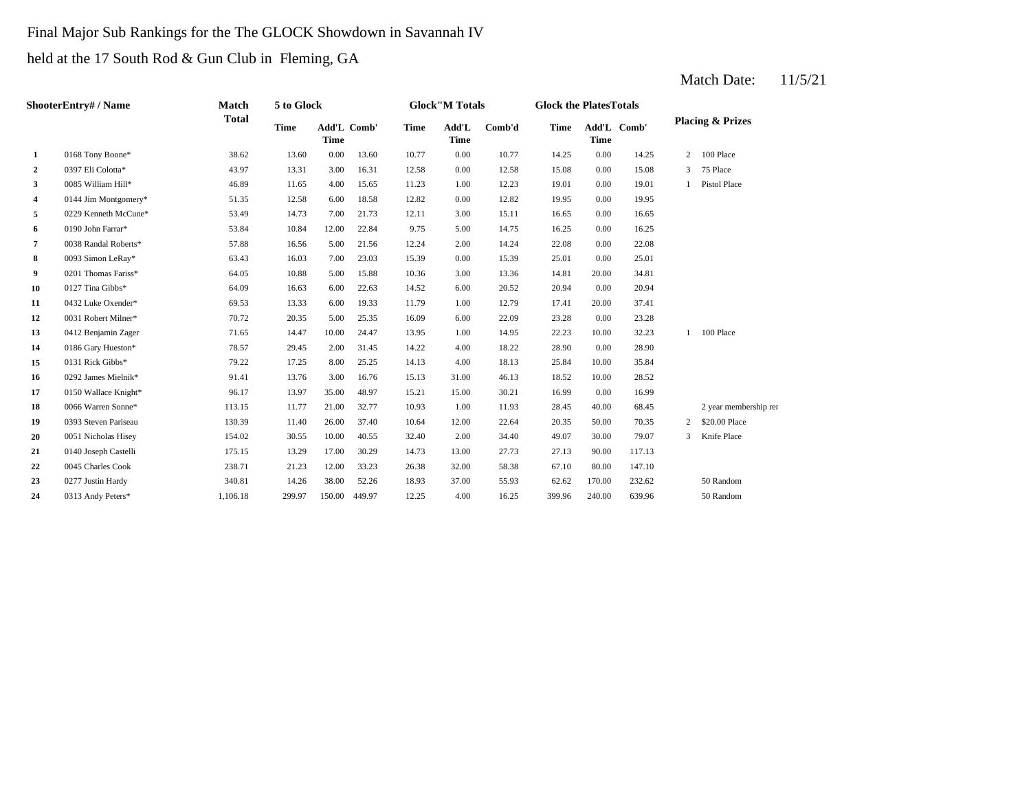Final Major Sub Rankings for the The GLOCK Showdown in Savannah IV

held at the 17 South Rod & Gun Club in Fleming, GA

Match Date: 11/5/21

| Shooter | Entry# / Name | Match Total | 5 to Glock | | | Glock"M Totals | | | Glock the Plates Totals | | | Placing & Prizes | |
|---|---|---|---|---|---|---|---|---|---|---|---|---|---|
| | | | Time | Add'L Time | Comb' | Time | Add'L Time | Comb'd | Time | Add'L Time | Comb' | | |
| 1 | 0168 Tony Boone* | 38.62 | 13.60 | 0.00 | 13.60 | 10.77 | 0.00 | 10.77 | 14.25 | 0.00 | 14.25 | 2 | 100 Place |
| 2 | 0397 Eli Colotta* | 43.97 | 13.31 | 3.00 | 16.31 | 12.58 | 0.00 | 12.58 | 15.08 | 0.00 | 15.08 | 3 | 75 Place |
| 3 | 0085 William Hill* | 46.89 | 11.65 | 4.00 | 15.65 | 11.23 | 1.00 | 12.23 | 19.01 | 0.00 | 19.01 | 1 | Pistol Place |
| 4 | 0144 Jim Montgomery* | 51.35 | 12.58 | 6.00 | 18.58 | 12.82 | 0.00 | 12.82 | 19.95 | 0.00 | 19.95 | | |
| 5 | 0229 Kenneth McCune* | 53.49 | 14.73 | 7.00 | 21.73 | 12.11 | 3.00 | 15.11 | 16.65 | 0.00 | 16.65 | | |
| 6 | 0190 John Farrar* | 53.84 | 10.84 | 12.00 | 22.84 | 9.75 | 5.00 | 14.75 | 16.25 | 0.00 | 16.25 | | |
| 7 | 0038 Randal Roberts* | 57.88 | 16.56 | 5.00 | 21.56 | 12.24 | 2.00 | 14.24 | 22.08 | 0.00 | 22.08 | | |
| 8 | 0093 Simon LeRay* | 63.43 | 16.03 | 7.00 | 23.03 | 15.39 | 0.00 | 15.39 | 25.01 | 0.00 | 25.01 | | |
| 9 | 0201 Thomas Fariss* | 64.05 | 10.88 | 5.00 | 15.88 | 10.36 | 3.00 | 13.36 | 14.81 | 20.00 | 34.81 | | |
| 10 | 0127 Tina Gibbs* | 64.09 | 16.63 | 6.00 | 22.63 | 14.52 | 6.00 | 20.52 | 20.94 | 0.00 | 20.94 | | |
| 11 | 0432 Luke Oxender* | 69.53 | 13.33 | 6.00 | 19.33 | 11.79 | 1.00 | 12.79 | 17.41 | 20.00 | 37.41 | | |
| 12 | 0031 Robert Milner* | 70.72 | 20.35 | 5.00 | 25.35 | 16.09 | 6.00 | 22.09 | 23.28 | 0.00 | 23.28 | | |
| 13 | 0412 Benjamin Zager | 71.65 | 14.47 | 10.00 | 24.47 | 13.95 | 1.00 | 14.95 | 22.23 | 10.00 | 32.23 | 1 | 100 Place |
| 14 | 0186 Gary Hueston* | 78.57 | 29.45 | 2.00 | 31.45 | 14.22 | 4.00 | 18.22 | 28.90 | 0.00 | 28.90 | | |
| 15 | 0131 Rick Gibbs* | 79.22 | 17.25 | 8.00 | 25.25 | 14.13 | 4.00 | 18.13 | 25.84 | 10.00 | 35.84 | | |
| 16 | 0292 James Mielnik* | 91.41 | 13.76 | 3.00 | 16.76 | 15.13 | 31.00 | 46.13 | 18.52 | 10.00 | 28.52 | | |
| 17 | 0150 Wallace Knight* | 96.17 | 13.97 | 35.00 | 48.97 | 15.21 | 15.00 | 30.21 | 16.99 | 0.00 | 16.99 | | |
| 18 | 0066 Warren Sonne* | 113.15 | 11.77 | 21.00 | 32.77 | 10.93 | 1.00 | 11.93 | 28.45 | 40.00 | 68.45 | | 2 year membership re |
| 19 | 0393 Steven Pariseau | 130.39 | 11.40 | 26.00 | 37.40 | 10.64 | 12.00 | 22.64 | 20.35 | 50.00 | 70.35 | 2 | $20.00 Place |
| 20 | 0051 Nicholas Hisey | 154.02 | 30.55 | 10.00 | 40.55 | 32.40 | 2.00 | 34.40 | 49.07 | 30.00 | 79.07 | 3 | Knife Place |
| 21 | 0140 Joseph Castelli | 175.15 | 13.29 | 17.00 | 30.29 | 14.73 | 13.00 | 27.73 | 27.13 | 90.00 | 117.13 | | |
| 22 | 0045 Charles Cook | 238.71 | 21.23 | 12.00 | 33.23 | 26.38 | 32.00 | 58.38 | 67.10 | 80.00 | 147.10 | | |
| 23 | 0277 Justin Hardy | 340.81 | 14.26 | 38.00 | 52.26 | 18.93 | 37.00 | 55.93 | 62.62 | 170.00 | 232.62 | | 50 Random |
| 24 | 0313 Andy Peters* | 1,106.18 | 299.97 | 150.00 | 449.97 | 12.25 | 4.00 | 16.25 | 399.96 | 240.00 | 639.96 | | 50 Random |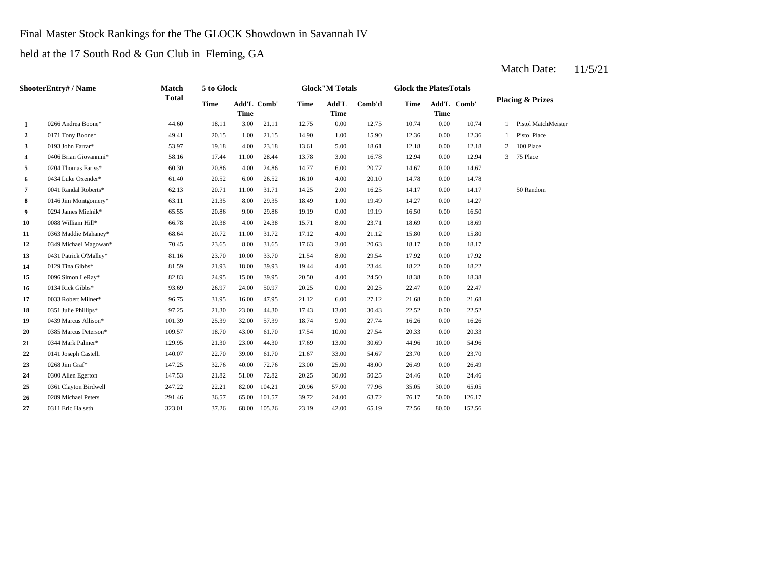Final Master Stock Rankings for the The GLOCK Showdown in Savannah IV

held at the 17 South Rod & Gun Club in Fleming, GA

Match Date: 11/5/21

| Shooter | Entry# / Name | Match Total | 5 to Glock | | | Glock"M Totals | | | Glock the Plates Totals | | | Placing & Prizes | |
|---|---|---|---|---|---|---|---|---|---|---|---|---|---|
| | | | Time | Add'L Time | Comb' | Time | Add'L Time | Comb'd | Time | Add'L Time | Comb' | | |
| 1 | 0266 Andrea Boone* | 44.60 | 18.11 | 3.00 | 21.11 | 12.75 | 0.00 | 12.75 | 10.74 | 0.00 | 10.74 | 1 | Pistol MatchMeister |
| 2 | 0171 Tony Boone* | 49.41 | 20.15 | 1.00 | 21.15 | 14.90 | 1.00 | 15.90 | 12.36 | 0.00 | 12.36 | 1 | Pistol Place |
| 3 | 0193 John Farrar* | 53.97 | 19.18 | 4.00 | 23.18 | 13.61 | 5.00 | 18.61 | 12.18 | 0.00 | 12.18 | 2 | 100 Place |
| 4 | 0406 Brian Giovannini* | 58.16 | 17.44 | 11.00 | 28.44 | 13.78 | 3.00 | 16.78 | 12.94 | 0.00 | 12.94 | 3 | 75 Place |
| 5 | 0204 Thomas Fariss* | 60.30 | 20.86 | 4.00 | 24.86 | 14.77 | 6.00 | 20.77 | 14.67 | 0.00 | 14.67 | | |
| 6 | 0434 Luke Oxender* | 61.40 | 20.52 | 6.00 | 26.52 | 16.10 | 4.00 | 20.10 | 14.78 | 0.00 | 14.78 | | |
| 7 | 0041 Randal Roberts* | 62.13 | 20.71 | 11.00 | 31.71 | 14.25 | 2.00 | 16.25 | 14.17 | 0.00 | 14.17 | | 50 Random |
| 8 | 0146 Jim Montgomery* | 63.11 | 21.35 | 8.00 | 29.35 | 18.49 | 1.00 | 19.49 | 14.27 | 0.00 | 14.27 | | |
| 9 | 0294 James Mielnik* | 65.55 | 20.86 | 9.00 | 29.86 | 19.19 | 0.00 | 19.19 | 16.50 | 0.00 | 16.50 | | |
| 10 | 0088 William Hill* | 66.78 | 20.38 | 4.00 | 24.38 | 15.71 | 8.00 | 23.71 | 18.69 | 0.00 | 18.69 | | |
| 11 | 0363 Maddie Mahaney* | 68.64 | 20.72 | 11.00 | 31.72 | 17.12 | 4.00 | 21.12 | 15.80 | 0.00 | 15.80 | | |
| 12 | 0349 Michael Magowan* | 70.45 | 23.65 | 8.00 | 31.65 | 17.63 | 3.00 | 20.63 | 18.17 | 0.00 | 18.17 | | |
| 13 | 0431 Patrick O'Malley* | 81.16 | 23.70 | 10.00 | 33.70 | 21.54 | 8.00 | 29.54 | 17.92 | 0.00 | 17.92 | | |
| 14 | 0129 Tina Gibbs* | 81.59 | 21.93 | 18.00 | 39.93 | 19.44 | 4.00 | 23.44 | 18.22 | 0.00 | 18.22 | | |
| 15 | 0096 Simon LeRay* | 82.83 | 24.95 | 15.00 | 39.95 | 20.50 | 4.00 | 24.50 | 18.38 | 0.00 | 18.38 | | |
| 16 | 0134 Rick Gibbs* | 93.69 | 26.97 | 24.00 | 50.97 | 20.25 | 0.00 | 20.25 | 22.47 | 0.00 | 22.47 | | |
| 17 | 0033 Robert Milner* | 96.75 | 31.95 | 16.00 | 47.95 | 21.12 | 6.00 | 27.12 | 21.68 | 0.00 | 21.68 | | |
| 18 | 0351 Julie Phillips* | 97.25 | 21.30 | 23.00 | 44.30 | 17.43 | 13.00 | 30.43 | 22.52 | 0.00 | 22.52 | | |
| 19 | 0439 Marcus Allison* | 101.39 | 25.39 | 32.00 | 57.39 | 18.74 | 9.00 | 27.74 | 16.26 | 0.00 | 16.26 | | |
| 20 | 0385 Marcus Peterson* | 109.57 | 18.70 | 43.00 | 61.70 | 17.54 | 10.00 | 27.54 | 20.33 | 0.00 | 20.33 | | |
| 21 | 0344 Mark Palmer* | 129.95 | 21.30 | 23.00 | 44.30 | 17.69 | 13.00 | 30.69 | 44.96 | 10.00 | 54.96 | | |
| 22 | 0141 Joseph Castelli | 140.07 | 22.70 | 39.00 | 61.70 | 21.67 | 33.00 | 54.67 | 23.70 | 0.00 | 23.70 | | |
| 23 | 0268 Jim Graf* | 147.25 | 32.76 | 40.00 | 72.76 | 23.00 | 25.00 | 48.00 | 26.49 | 0.00 | 26.49 | | |
| 24 | 0300 Allen Egerton | 147.53 | 21.82 | 51.00 | 72.82 | 20.25 | 30.00 | 50.25 | 24.46 | 0.00 | 24.46 | | |
| 25 | 0361 Clayton Birdwell | 247.22 | 22.21 | 82.00 | 104.21 | 20.96 | 57.00 | 77.96 | 35.05 | 30.00 | 65.05 | | |
| 26 | 0289 Michael Peters | 291.46 | 36.57 | 65.00 | 101.57 | 39.72 | 24.00 | 63.72 | 76.17 | 50.00 | 126.17 | | |
| 27 | 0311 Eric Halseth | 323.01 | 37.26 | 68.00 | 105.26 | 23.19 | 42.00 | 65.19 | 72.56 | 80.00 | 152.56 | | |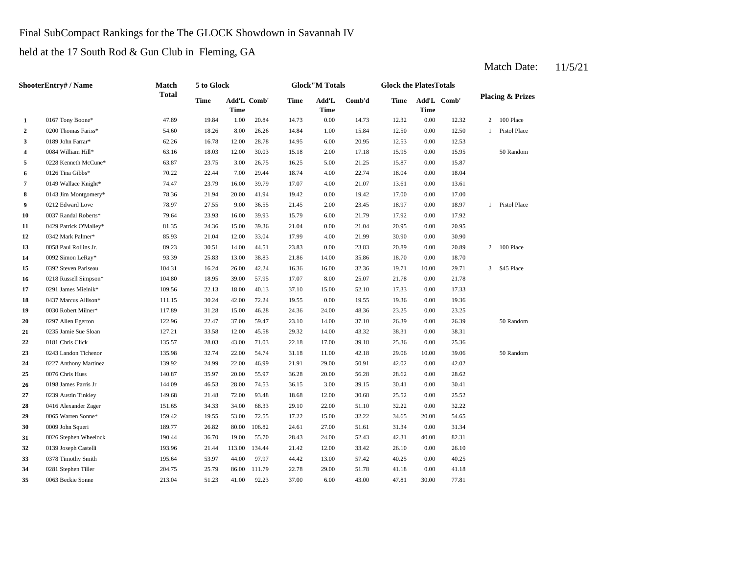Final SubCompact Rankings for the The GLOCK Showdown in Savannah IV

held at the 17 South Rod & Gun Club in Fleming, GA

Match Date: 11/5/21

| | ShooterEntry# / Name | Match Total | 5 to Glock | | | Glock"M Totals | | | Glock the PlatesTotals | | | Placing & Prizes | |
|---|---|---|---|---|---|---|---|---|---|---|---|---|---|
| | | | Time | Add'L Time | Comb' | Time | Add'L Time | Comb'd | Time | Add'L Time | Comb' | | |
| 1 | 0167 Tony Boone* | 47.89 | 19.84 | 1.00 | 20.84 | 14.73 | 0.00 | 14.73 | 12.32 | 0.00 | 12.32 | 2 | 100 Place |
| 2 | 0200 Thomas Fariss* | 54.60 | 18.26 | 8.00 | 26.26 | 14.84 | 1.00 | 15.84 | 12.50 | 0.00 | 12.50 | 1 | Pistol Place |
| 3 | 0189 John Farrar* | 62.26 | 16.78 | 12.00 | 28.78 | 14.95 | 6.00 | 20.95 | 12.53 | 0.00 | 12.53 | | |
| 4 | 0084 William Hill* | 63.16 | 18.03 | 12.00 | 30.03 | 15.18 | 2.00 | 17.18 | 15.95 | 0.00 | 15.95 | | 50 Random |
| 5 | 0228 Kenneth McCune* | 63.87 | 23.75 | 3.00 | 26.75 | 16.25 | 5.00 | 21.25 | 15.87 | 0.00 | 15.87 | | |
| 6 | 0126 Tina Gibbs* | 70.22 | 22.44 | 7.00 | 29.44 | 18.74 | 4.00 | 22.74 | 18.04 | 0.00 | 18.04 | | |
| 7 | 0149 Wallace Knight* | 74.47 | 23.79 | 16.00 | 39.79 | 17.07 | 4.00 | 21.07 | 13.61 | 0.00 | 13.61 | | |
| 8 | 0143 Jim Montgomery* | 78.36 | 21.94 | 20.00 | 41.94 | 19.42 | 0.00 | 19.42 | 17.00 | 0.00 | 17.00 | | |
| 9 | 0212 Edward Love | 78.97 | 27.55 | 9.00 | 36.55 | 21.45 | 2.00 | 23.45 | 18.97 | 0.00 | 18.97 | 1 | Pistol Place |
| 10 | 0037 Randal Roberts* | 79.64 | 23.93 | 16.00 | 39.93 | 15.79 | 6.00 | 21.79 | 17.92 | 0.00 | 17.92 | | |
| 11 | 0429 Patrick O'Malley* | 81.35 | 24.36 | 15.00 | 39.36 | 21.04 | 0.00 | 21.04 | 20.95 | 0.00 | 20.95 | | |
| 12 | 0342 Mark Palmer* | 85.93 | 21.04 | 12.00 | 33.04 | 17.99 | 4.00 | 21.99 | 30.90 | 0.00 | 30.90 | | |
| 13 | 0058 Paul Rollins Jr. | 89.23 | 30.51 | 14.00 | 44.51 | 23.83 | 0.00 | 23.83 | 20.89 | 0.00 | 20.89 | 2 | 100 Place |
| 14 | 0092 Simon LeRay* | 93.39 | 25.83 | 13.00 | 38.83 | 21.86 | 14.00 | 35.86 | 18.70 | 0.00 | 18.70 | | |
| 15 | 0392 Steven Pariseau | 104.31 | 16.24 | 26.00 | 42.24 | 16.36 | 16.00 | 32.36 | 19.71 | 10.00 | 29.71 | 3 | $45 Place |
| 16 | 0218 Russell Simpson* | 104.80 | 18.95 | 39.00 | 57.95 | 17.07 | 8.00 | 25.07 | 21.78 | 0.00 | 21.78 | | |
| 17 | 0291 James Mielnik* | 109.56 | 22.13 | 18.00 | 40.13 | 37.10 | 15.00 | 52.10 | 17.33 | 0.00 | 17.33 | | |
| 18 | 0437 Marcus Allison* | 111.15 | 30.24 | 42.00 | 72.24 | 19.55 | 0.00 | 19.55 | 19.36 | 0.00 | 19.36 | | |
| 19 | 0030 Robert Milner* | 117.89 | 31.28 | 15.00 | 46.28 | 24.36 | 24.00 | 48.36 | 23.25 | 0.00 | 23.25 | | |
| 20 | 0297 Allen Egerton | 122.96 | 22.47 | 37.00 | 59.47 | 23.10 | 14.00 | 37.10 | 26.39 | 0.00 | 26.39 | | 50 Random |
| 21 | 0235 Jamie Sue Sloan | 127.21 | 33.58 | 12.00 | 45.58 | 29.32 | 14.00 | 43.32 | 38.31 | 0.00 | 38.31 | | |
| 22 | 0181 Chris Click | 135.57 | 28.03 | 43.00 | 71.03 | 22.18 | 17.00 | 39.18 | 25.36 | 0.00 | 25.36 | | |
| 23 | 0243 Landon Tichenor | 135.98 | 32.74 | 22.00 | 54.74 | 31.18 | 11.00 | 42.18 | 29.06 | 10.00 | 39.06 | | 50 Random |
| 24 | 0227 Anthony Martinez | 139.92 | 24.99 | 22.00 | 46.99 | 21.91 | 29.00 | 50.91 | 42.02 | 0.00 | 42.02 | | |
| 25 | 0076 Chris Huss | 140.87 | 35.97 | 20.00 | 55.97 | 36.28 | 20.00 | 56.28 | 28.62 | 0.00 | 28.62 | | |
| 26 | 0198 James Parris Jr | 144.09 | 46.53 | 28.00 | 74.53 | 36.15 | 3.00 | 39.15 | 30.41 | 0.00 | 30.41 | | |
| 27 | 0239 Austin Tinkley | 149.68 | 21.48 | 72.00 | 93.48 | 18.68 | 12.00 | 30.68 | 25.52 | 0.00 | 25.52 | | |
| 28 | 0416 Alexander Zager | 151.65 | 34.33 | 34.00 | 68.33 | 29.10 | 22.00 | 51.10 | 32.22 | 0.00 | 32.22 | | |
| 29 | 0065 Warren Sonne* | 159.42 | 19.55 | 53.00 | 72.55 | 17.22 | 15.00 | 32.22 | 34.65 | 20.00 | 54.65 | | |
| 30 | 0009 John Squeri | 189.77 | 26.82 | 80.00 | 106.82 | 24.61 | 27.00 | 51.61 | 31.34 | 0.00 | 31.34 | | |
| 31 | 0026 Stephen Wheelock | 190.44 | 36.70 | 19.00 | 55.70 | 28.43 | 24.00 | 52.43 | 42.31 | 40.00 | 82.31 | | |
| 32 | 0139 Joseph Castelli | 193.96 | 21.44 | 113.00 | 134.44 | 21.42 | 12.00 | 33.42 | 26.10 | 0.00 | 26.10 | | |
| 33 | 0378 Timothy Smith | 195.64 | 53.97 | 44.00 | 97.97 | 44.42 | 13.00 | 57.42 | 40.25 | 0.00 | 40.25 | | |
| 34 | 0281 Stephen Tiller | 204.75 | 25.79 | 86.00 | 111.79 | 22.78 | 29.00 | 51.78 | 41.18 | 0.00 | 41.18 | | |
| 35 | 0063 Beckie Sonne | 213.04 | 51.23 | 41.00 | 92.23 | 37.00 | 6.00 | 43.00 | 47.81 | 30.00 | 77.81 | | |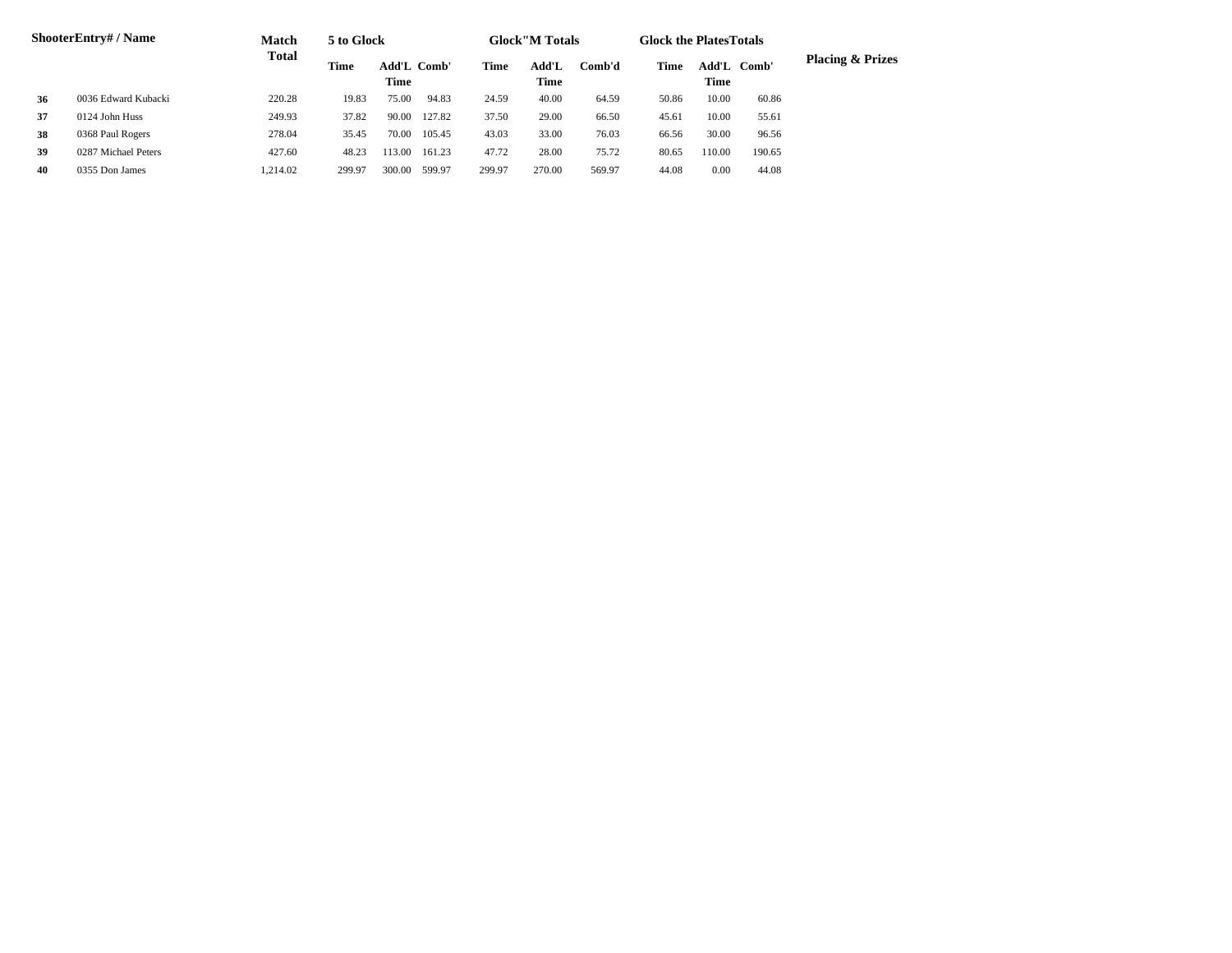| Shooter | Entry# / Name | Match Total | 5 to Glock | | | Glock"M Totals | | | Glock the Plates Totals | | | Placing & Prizes |
|---|---|---|---|---|---|---|---|---|---|---|---|---|
| | | | Time | Add'L Time | Comb' | Time | Add'L Time | Comb'd | Time | Add'L Time | Comb' | |
| 36 | 0036 Edward Kubacki | 220.28 | 19.83 | 75.00 | 94.83 | 24.59 | 40.00 | 64.59 | 50.86 | 10.00 | 60.86 | |
| 37 | 0124 John Huss | 249.93 | 37.82 | 90.00 | 127.82 | 37.50 | 29.00 | 66.50 | 45.61 | 10.00 | 55.61 | |
| 38 | 0368 Paul Rogers | 278.04 | 35.45 | 70.00 | 105.45 | 43.03 | 33.00 | 76.03 | 66.56 | 30.00 | 96.56 | |
| 39 | 0287 Michael Peters | 427.60 | 48.23 | 113.00 | 161.23 | 47.72 | 28.00 | 75.72 | 80.65 | 110.00 | 190.65 | |
| 40 | 0355 Don James | 1,214.02 | 299.97 | 300.00 | 599.97 | 299.97 | 270.00 | 569.97 | 44.08 | 0.00 | 44.08 | |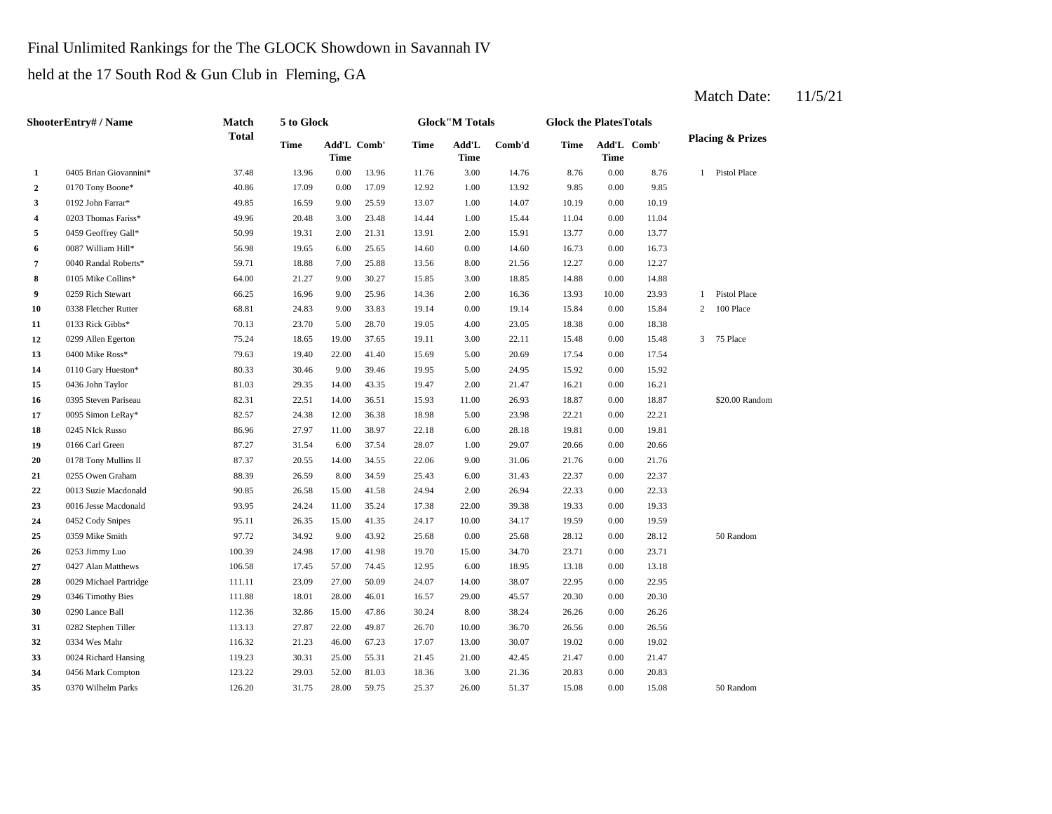Final Unlimited Rankings for the The GLOCK Showdown in Savannah IV

held at the 17 South Rod & Gun Club in Fleming, GA

Match Date: 11/5/21

| Shooter | Entry# / Name | Match Total | 5 to Glock | | | Glock"M Totals | | | Glock the Plates Totals | | | Placing & Prizes | |
|---|---|---|---|---|---|---|---|---|---|---|---|---|---|
| | | | Time | Add'L Time | Comb' | Time | Add'L Time | Comb'd | Time | Add'L Time | Comb' | | |
| 1 | 0405 Brian Giovannini* | 37.48 | 13.96 | 0.00 | 13.96 | 11.76 | 3.00 | 14.76 | 8.76 | 0.00 | 8.76 | 1 | Pistol Place |
| 2 | 0170 Tony Boone* | 40.86 | 17.09 | 0.00 | 17.09 | 12.92 | 1.00 | 13.92 | 9.85 | 0.00 | 9.85 | | |
| 3 | 0192 John Farrar* | 49.85 | 16.59 | 9.00 | 25.59 | 13.07 | 1.00 | 14.07 | 10.19 | 0.00 | 10.19 | | |
| 4 | 0203 Thomas Fariss* | 49.96 | 20.48 | 3.00 | 23.48 | 14.44 | 1.00 | 15.44 | 11.04 | 0.00 | 11.04 | | |
| 5 | 0459 Geoffrey Gall* | 50.99 | 19.31 | 2.00 | 21.31 | 13.91 | 2.00 | 15.91 | 13.77 | 0.00 | 13.77 | | |
| 6 | 0087 William Hill* | 56.98 | 19.65 | 6.00 | 25.65 | 14.60 | 0.00 | 14.60 | 16.73 | 0.00 | 16.73 | | |
| 7 | 0040 Randal Roberts* | 59.71 | 18.88 | 7.00 | 25.88 | 13.56 | 8.00 | 21.56 | 12.27 | 0.00 | 12.27 | | |
| 8 | 0105 Mike Collins* | 64.00 | 21.27 | 9.00 | 30.27 | 15.85 | 3.00 | 18.85 | 14.88 | 0.00 | 14.88 | | |
| 9 | 0259 Rich Stewart | 66.25 | 16.96 | 9.00 | 25.96 | 14.36 | 2.00 | 16.36 | 13.93 | 10.00 | 23.93 | 1 | Pistol Place |
| 10 | 0338 Fletcher Rutter | 68.81 | 24.83 | 9.00 | 33.83 | 19.14 | 0.00 | 19.14 | 15.84 | 0.00 | 15.84 | 2 | 100 Place |
| 11 | 0133 Rick Gibbs* | 70.13 | 23.70 | 5.00 | 28.70 | 19.05 | 4.00 | 23.05 | 18.38 | 0.00 | 18.38 | | |
| 12 | 0299 Allen Egerton | 75.24 | 18.65 | 19.00 | 37.65 | 19.11 | 3.00 | 22.11 | 15.48 | 0.00 | 15.48 | 3 | 75 Place |
| 13 | 0400 Mike Ross* | 79.63 | 19.40 | 22.00 | 41.40 | 15.69 | 5.00 | 20.69 | 17.54 | 0.00 | 17.54 | | |
| 14 | 0110 Gary Hueston* | 80.33 | 30.46 | 9.00 | 39.46 | 19.95 | 5.00 | 24.95 | 15.92 | 0.00 | 15.92 | | |
| 15 | 0436 John Taylor | 81.03 | 29.35 | 14.00 | 43.35 | 19.47 | 2.00 | 21.47 | 16.21 | 0.00 | 16.21 | | |
| 16 | 0395 Steven Pariseau | 82.31 | 22.51 | 14.00 | 36.51 | 15.93 | 11.00 | 26.93 | 18.87 | 0.00 | 18.87 | | $20.00 Random |
| 17 | 0095 Simon LeRay* | 82.57 | 24.38 | 12.00 | 36.38 | 18.98 | 5.00 | 23.98 | 22.21 | 0.00 | 22.21 | | |
| 18 | 0245 NIck Russo | 86.96 | 27.97 | 11.00 | 38.97 | 22.18 | 6.00 | 28.18 | 19.81 | 0.00 | 19.81 | | |
| 19 | 0166 Carl Green | 87.27 | 31.54 | 6.00 | 37.54 | 28.07 | 1.00 | 29.07 | 20.66 | 0.00 | 20.66 | | |
| 20 | 0178 Tony Mullins II | 87.37 | 20.55 | 14.00 | 34.55 | 22.06 | 9.00 | 31.06 | 21.76 | 0.00 | 21.76 | | |
| 21 | 0255 Owen Graham | 88.39 | 26.59 | 8.00 | 34.59 | 25.43 | 6.00 | 31.43 | 22.37 | 0.00 | 22.37 | | |
| 22 | 0013 Suzie Macdonald | 90.85 | 26.58 | 15.00 | 41.58 | 24.94 | 2.00 | 26.94 | 22.33 | 0.00 | 22.33 | | |
| 23 | 0016 Jesse Macdonald | 93.95 | 24.24 | 11.00 | 35.24 | 17.38 | 22.00 | 39.38 | 19.33 | 0.00 | 19.33 | | |
| 24 | 0452 Cody Snipes | 95.11 | 26.35 | 15.00 | 41.35 | 24.17 | 10.00 | 34.17 | 19.59 | 0.00 | 19.59 | | |
| 25 | 0359 Mike Smith | 97.72 | 34.92 | 9.00 | 43.92 | 25.68 | 0.00 | 25.68 | 28.12 | 0.00 | 28.12 | | 50 Random |
| 26 | 0253 Jimmy Luo | 100.39 | 24.98 | 17.00 | 41.98 | 19.70 | 15.00 | 34.70 | 23.71 | 0.00 | 23.71 | | |
| 27 | 0427 Alan Matthews | 106.58 | 17.45 | 57.00 | 74.45 | 12.95 | 6.00 | 18.95 | 13.18 | 0.00 | 13.18 | | |
| 28 | 0029 Michael Partridge | 111.11 | 23.09 | 27.00 | 50.09 | 24.07 | 14.00 | 38.07 | 22.95 | 0.00 | 22.95 | | |
| 29 | 0346 Timothy Bies | 111.88 | 18.01 | 28.00 | 46.01 | 16.57 | 29.00 | 45.57 | 20.30 | 0.00 | 20.30 | | |
| 30 | 0290 Lance Ball | 112.36 | 32.86 | 15.00 | 47.86 | 30.24 | 8.00 | 38.24 | 26.26 | 0.00 | 26.26 | | |
| 31 | 0282 Stephen Tiller | 113.13 | 27.87 | 22.00 | 49.87 | 26.70 | 10.00 | 36.70 | 26.56 | 0.00 | 26.56 | | |
| 32 | 0334 Wes Mahr | 116.32 | 21.23 | 46.00 | 67.23 | 17.07 | 13.00 | 30.07 | 19.02 | 0.00 | 19.02 | | |
| 33 | 0024 Richard Hansing | 119.23 | 30.31 | 25.00 | 55.31 | 21.45 | 21.00 | 42.45 | 21.47 | 0.00 | 21.47 | | |
| 34 | 0456 Mark Compton | 123.22 | 29.03 | 52.00 | 81.03 | 18.36 | 3.00 | 21.36 | 20.83 | 0.00 | 20.83 | | |
| 35 | 0370 Wilhelm Parks | 126.20 | 31.75 | 28.00 | 59.75 | 25.37 | 26.00 | 51.37 | 15.08 | 0.00 | 15.08 | | 50 Random |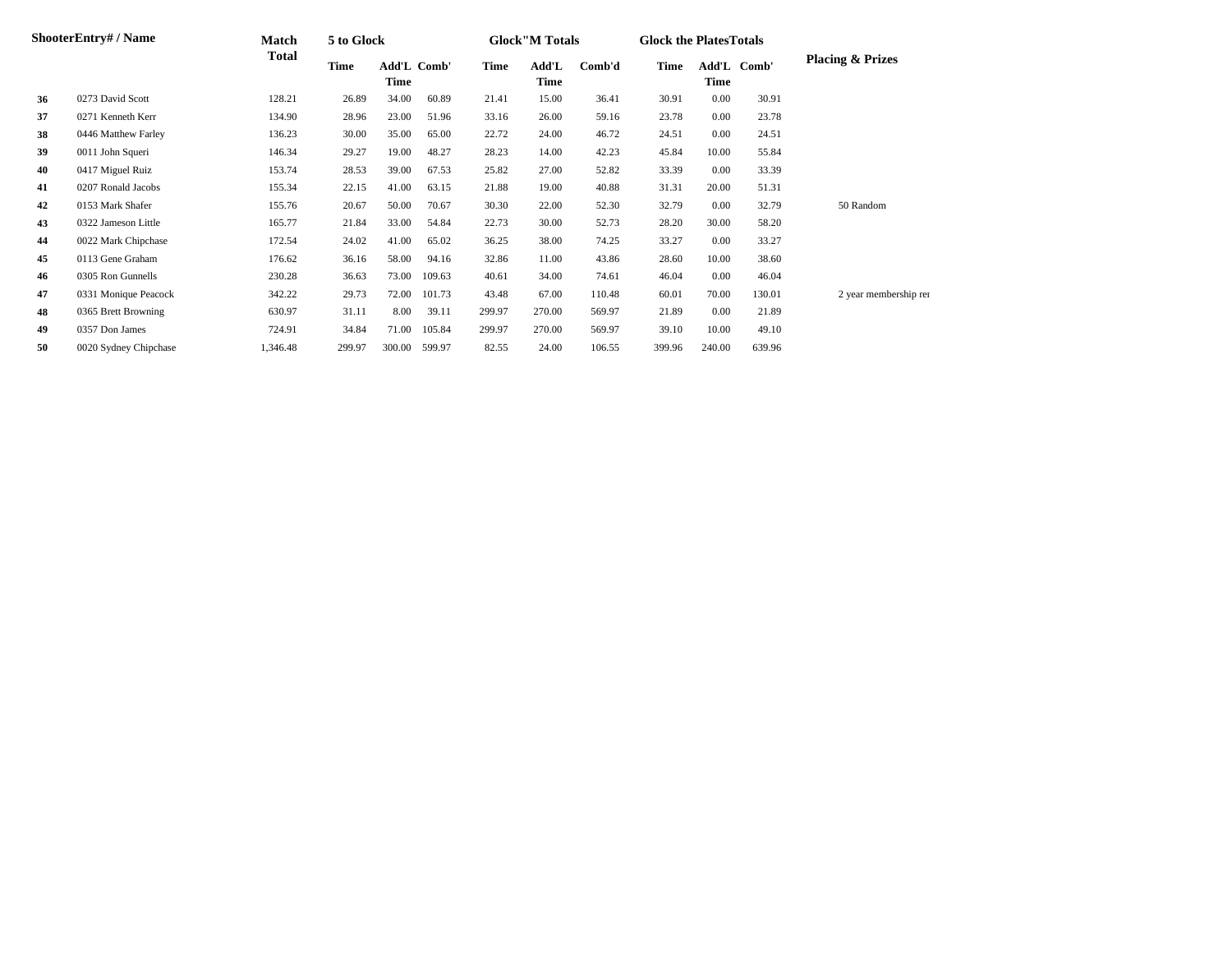| ShooterEntry# / Name | | Match Total | 5 to Glock | | | Glock"M Totals | | | Glock the PlatesTotals | | | Placing & Prizes |
|---|---|---|---|---|---|---|---|---|---|---|---|---|
| | | | Time | Add'L Time | Comb' | Time | Add'L Time | Comb'd | Time | Add'L Time | Comb' | |
| 36 | 0273 David Scott | 128.21 | 26.89 | 34.00 | 60.89 | 21.41 | 15.00 | 36.41 | 30.91 | 0.00 | 30.91 | |
| 37 | 0271 Kenneth Kerr | 134.90 | 28.96 | 23.00 | 51.96 | 33.16 | 26.00 | 59.16 | 23.78 | 0.00 | 23.78 | |
| 38 | 0446 Matthew Farley | 136.23 | 30.00 | 35.00 | 65.00 | 22.72 | 24.00 | 46.72 | 24.51 | 0.00 | 24.51 | |
| 39 | 0011 John Squeri | 146.34 | 29.27 | 19.00 | 48.27 | 28.23 | 14.00 | 42.23 | 45.84 | 10.00 | 55.84 | |
| 40 | 0417 Miguel Ruiz | 153.74 | 28.53 | 39.00 | 67.53 | 25.82 | 27.00 | 52.82 | 33.39 | 0.00 | 33.39 | |
| 41 | 0207 Ronald Jacobs | 155.34 | 22.15 | 41.00 | 63.15 | 21.88 | 19.00 | 40.88 | 31.31 | 20.00 | 51.31 | |
| 42 | 0153 Mark Shafer | 155.76 | 20.67 | 50.00 | 70.67 | 30.30 | 22.00 | 52.30 | 32.79 | 0.00 | 32.79 | 50 Random |
| 43 | 0322 Jameson Little | 165.77 | 21.84 | 33.00 | 54.84 | 22.73 | 30.00 | 52.73 | 28.20 | 30.00 | 58.20 | |
| 44 | 0022 Mark Chipchase | 172.54 | 24.02 | 41.00 | 65.02 | 36.25 | 38.00 | 74.25 | 33.27 | 0.00 | 33.27 | |
| 45 | 0113 Gene Graham | 176.62 | 36.16 | 58.00 | 94.16 | 32.86 | 11.00 | 43.86 | 28.60 | 10.00 | 38.60 | |
| 46 | 0305 Ron Gunnells | 230.28 | 36.63 | 73.00 | 109.63 | 40.61 | 34.00 | 74.61 | 46.04 | 0.00 | 46.04 | |
| 47 | 0331 Monique Peacock | 342.22 | 29.73 | 72.00 | 101.73 | 43.48 | 67.00 | 110.48 | 60.01 | 70.00 | 130.01 | 2 year membership rer |
| 48 | 0365 Brett Browning | 630.97 | 31.11 | 8.00 | 39.11 | 299.97 | 270.00 | 569.97 | 21.89 | 0.00 | 21.89 | |
| 49 | 0357 Don James | 724.91 | 34.84 | 71.00 | 105.84 | 299.97 | 270.00 | 569.97 | 39.10 | 10.00 | 49.10 | |
| 50 | 0020 Sydney Chipchase | 1,346.48 | 299.97 | 300.00 | 599.97 | 82.55 | 24.00 | 106.55 | 399.96 | 240.00 | 639.96 | |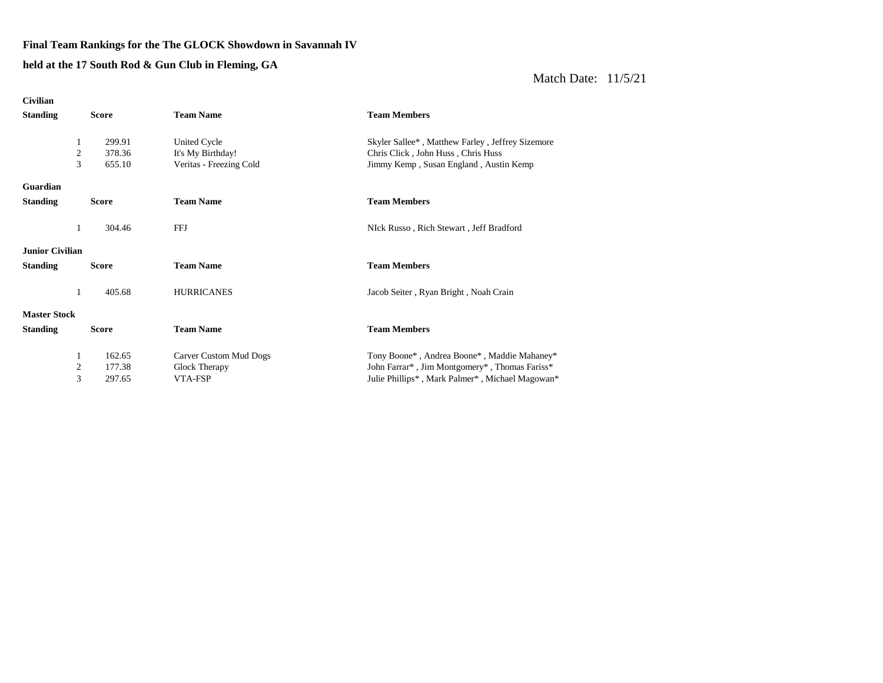**Final Team Rankings for the The GLOCK Showdown in Savannah IV**

**held at the 17 South Rod & Gun Club in Fleming, GA**

Match Date: 11/5/21

**Civilian**

| Standing | Score | Team Name | Team Members |
|---|---|---|---|
| 1 | 299.91 | United Cycle | Skyler Sallee* , Matthew Farley , Jeffrey Sizemore |
| 2 | 378.36 | It's My Birthday! | Chris Click , John Huss , Chris Huss |
| 3 | 655.10 | Veritas - Freezing Cold | Jimmy Kemp , Susan England , Austin Kemp |

**Guardian**

| Standing | Score | Team Name | Team Members |
|---|---|---|---|
| 1 | 304.46 | FFJ | NIck Russo , Rich Stewart , Jeff Bradford |

**Junior Civilian**

| Standing | Score | Team Name | Team Members |
|---|---|---|---|
| 1 | 405.68 | HURRICANES | Jacob Seiter , Ryan Bright , Noah Crain |

**Master Stock**

| Standing | Score | Team Name | Team Members |
|---|---|---|---|
| 1 | 162.65 | Carver Custom Mud Dogs | Tony Boone* , Andrea Boone* , Maddie Mahaney* |
| 2 | 177.38 | Glock Therapy | John Farrar* , Jim Montgomery* , Thomas Fariss* |
| 3 | 297.65 | VTA-FSP | Julie Phillips* , Mark Palmer* , Michael Magowan* |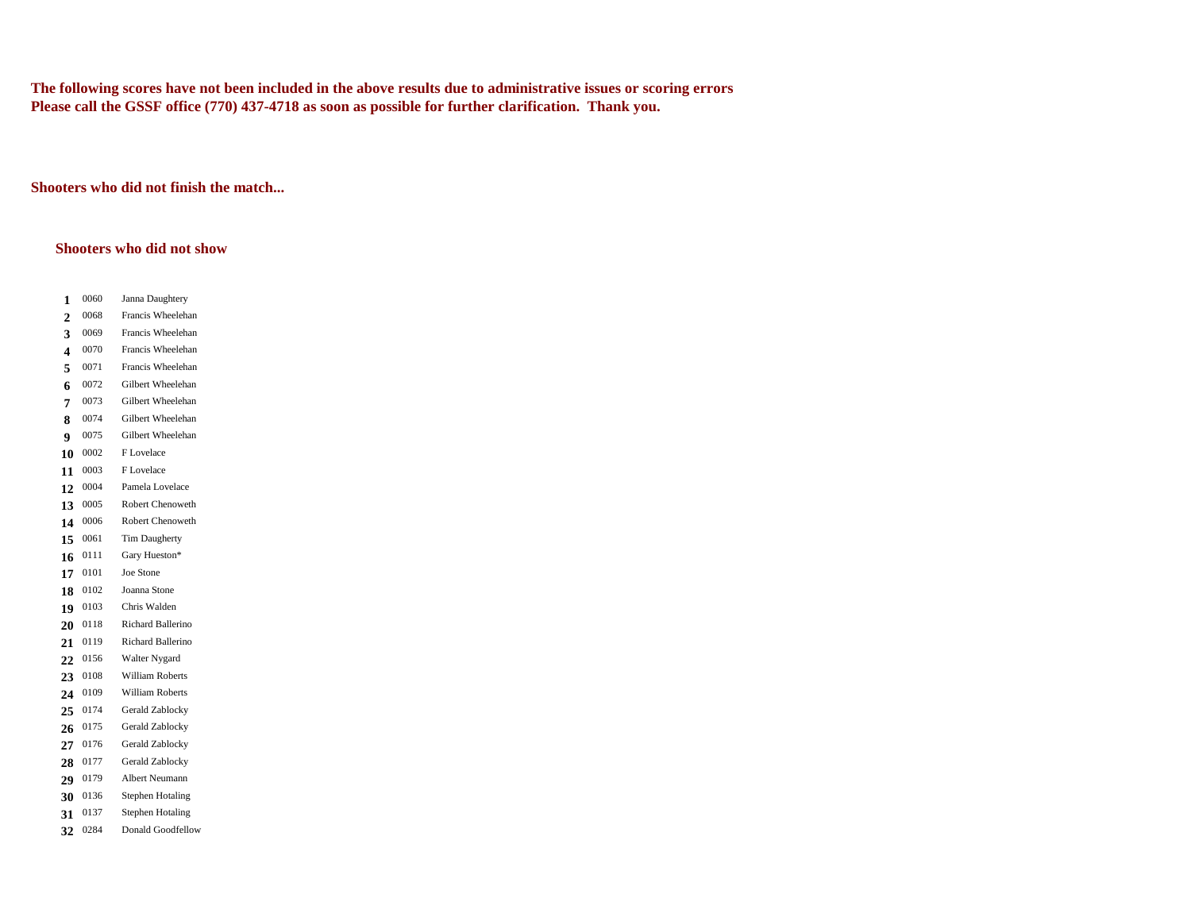**The following scores have not been included in the above results due to administrative issues or scoring errors**
**Please call the GSSF office (770) 437-4718 as soon as possible for further clarification. Thank you.**

**Shooters who did not finish the match...**

**Shooters who did not show**

| # | ID | Name |
|---|---|---|
| **1** | 0060 | Janna Daughtery |
| **2** | 0068 | Francis Wheelehan |
| **3** | 0069 | Francis Wheelehan |
| **4** | 0070 | Francis Wheelehan |
| **5** | 0071 | Francis Wheelehan |
| **6** | 0072 | Gilbert Wheelehan |
| **7** | 0073 | Gilbert Wheelehan |
| **8** | 0074 | Gilbert Wheelehan |
| **9** | 0075 | Gilbert Wheelehan |
| **10** | 0002 | F Lovelace |
| **11** | 0003 | F Lovelace |
| **12** | 0004 | Pamela Lovelace |
| **13** | 0005 | Robert Chenoweth |
| **14** | 0006 | Robert Chenoweth |
| **15** | 0061 | Tim Daugherty |
| **16** | 0111 | Gary Hueston* |
| **17** | 0101 | Joe Stone |
| **18** | 0102 | Joanna Stone |
| **19** | 0103 | Chris Walden |
| **20** | 0118 | Richard Ballerino |
| **21** | 0119 | Richard Ballerino |
| **22** | 0156 | Walter Nygard |
| **23** | 0108 | William Roberts |
| **24** | 0109 | William Roberts |
| **25** | 0174 | Gerald Zablocky |
| **26** | 0175 | Gerald Zablocky |
| **27** | 0176 | Gerald Zablocky |
| **28** | 0177 | Gerald Zablocky |
| **29** | 0179 | Albert Neumann |
| **30** | 0136 | Stephen Hotaling |
| **31** | 0137 | Stephen Hotaling |
| **32** | 0284 | Donald Goodfellow |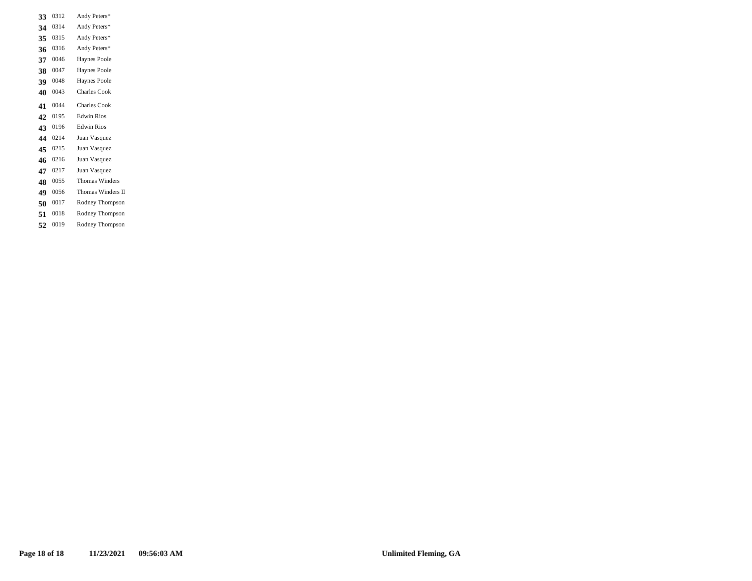| | | |
|---|---|---|
| **33** | 0312 | Andy Peters* |
| **34** | 0314 | Andy Peters* |
| **35** | 0315 | Andy Peters* |
| **36** | 0316 | Andy Peters* |
| **37** | 0046 | Haynes Poole |
| **38** | 0047 | Haynes Poole |
| **39** | 0048 | Haynes Poole |
| **40** | 0043 | Charles Cook |
| **41** | 0044 | Charles Cook |
| **42** | 0195 | Edwin Rios |
| **43** | 0196 | Edwin Rios |
| **44** | 0214 | Juan Vasquez |
| **45** | 0215 | Juan Vasquez |
| **46** | 0216 | Juan Vasquez |
| **47** | 0217 | Juan Vasquez |
| **48** | 0055 | Thomas Winders |
| **49** | 0056 | Thomas Winders II |
| **50** | 0017 | Rodney Thompson |
| **51** | 0018 | Rodney Thompson |
| **52** | 0019 | Rodney Thompson |